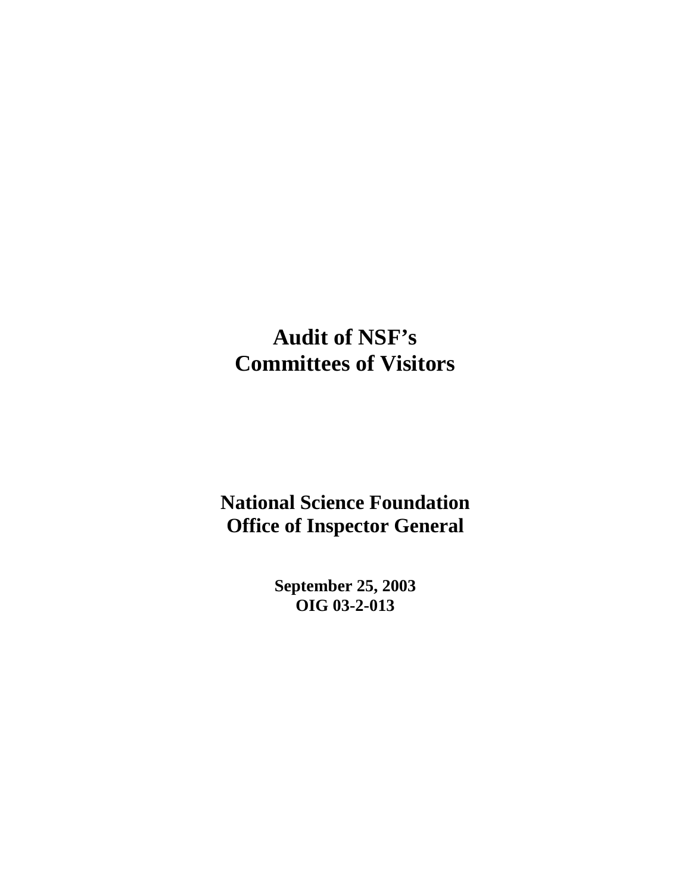# Audit of NSF's Committees of Visitors

**National Science Foundation**
**Office of Inspector General**

**September 25, 2003**
**OIG 03-2-013**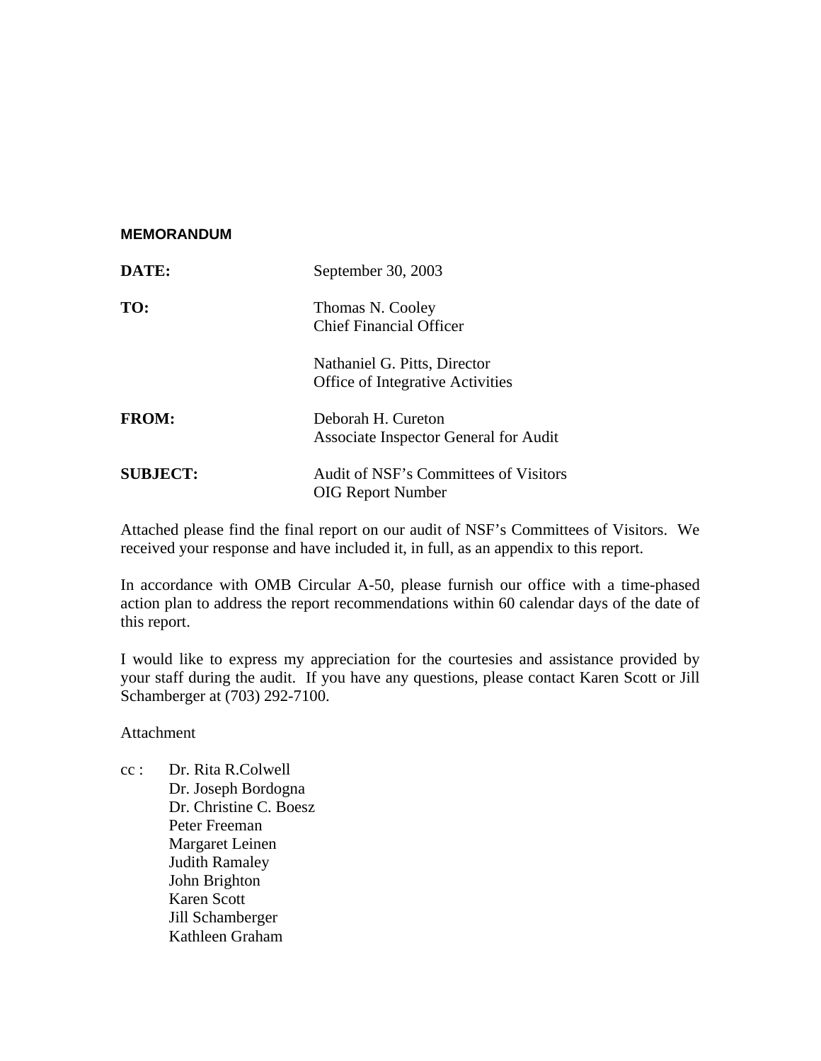**MEMORANDUM**

**DATE:** September 30, 2003

**TO:** Thomas N. Cooley
Chief Financial Officer

Nathaniel G. Pitts, Director
Office of Integrative Activities

**FROM:** Deborah H. Cureton
Associate Inspector General for Audit

**SUBJECT:** Audit of NSF's Committees of Visitors
OIG Report Number

Attached please find the final report on our audit of NSF's Committees of Visitors. We received your response and have included it, in full, as an appendix to this report.

In accordance with OMB Circular A-50, please furnish our office with a time-phased action plan to address the report recommendations within 60 calendar days of the date of this report.

I would like to express my appreciation for the courtesies and assistance provided by your staff during the audit. If you have any questions, please contact Karen Scott or Jill Schamberger at (703) 292-7100.

Attachment

cc : Dr. Rita R.Colwell
Dr. Joseph Bordogna
Dr. Christine C. Boesz
Peter Freeman
Margaret Leinen
Judith Ramaley
John Brighton
Karen Scott
Jill Schamberger
Kathleen Graham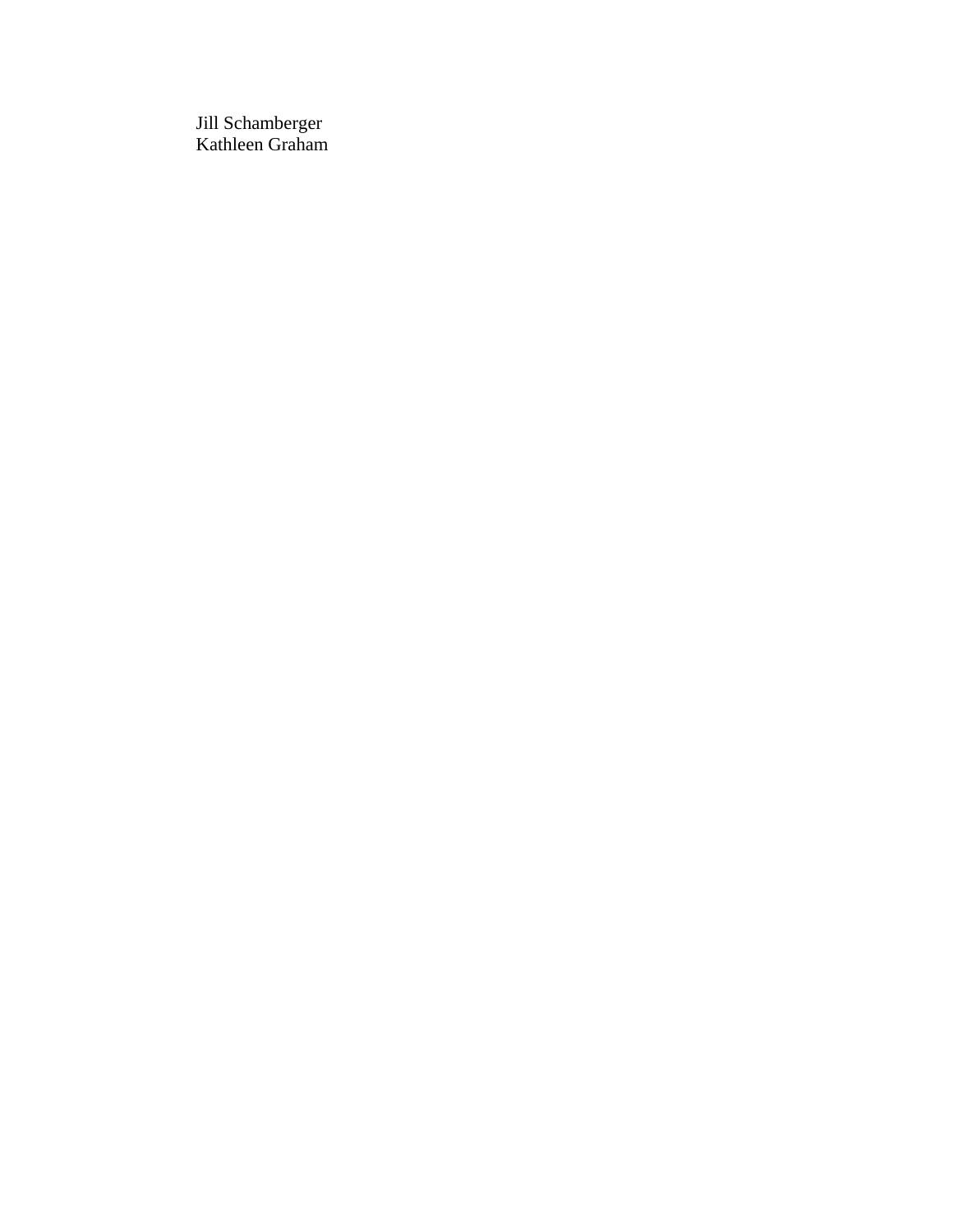Jill Schamberger
Kathleen Graham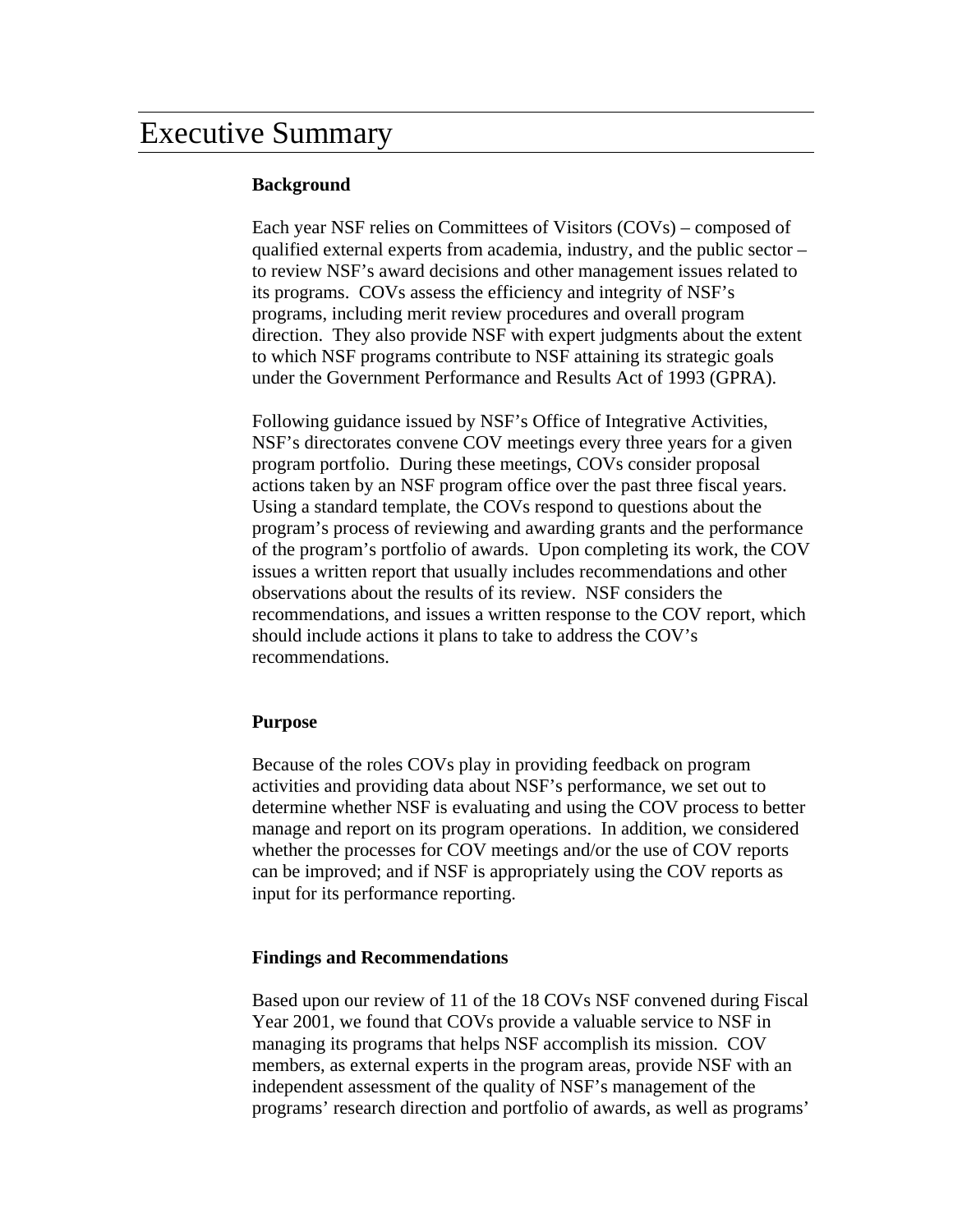# Executive Summary

**Background**

Each year NSF relies on Committees of Visitors (COVs) – composed of qualified external experts from academia, industry, and the public sector – to review NSF's award decisions and other management issues related to its programs. COVs assess the efficiency and integrity of NSF's programs, including merit review procedures and overall program direction. They also provide NSF with expert judgments about the extent to which NSF programs contribute to NSF attaining its strategic goals under the Government Performance and Results Act of 1993 (GPRA).

Following guidance issued by NSF's Office of Integrative Activities, NSF's directorates convene COV meetings every three years for a given program portfolio. During these meetings, COVs consider proposal actions taken by an NSF program office over the past three fiscal years. Using a standard template, the COVs respond to questions about the program's process of reviewing and awarding grants and the performance of the program's portfolio of awards. Upon completing its work, the COV issues a written report that usually includes recommendations and other observations about the results of its review. NSF considers the recommendations, and issues a written response to the COV report, which should include actions it plans to take to address the COV's recommendations.

**Purpose**

Because of the roles COVs play in providing feedback on program activities and providing data about NSF's performance, we set out to determine whether NSF is evaluating and using the COV process to better manage and report on its program operations. In addition, we considered whether the processes for COV meetings and/or the use of COV reports can be improved; and if NSF is appropriately using the COV reports as input for its performance reporting.

**Findings and Recommendations**

Based upon our review of 11 of the 18 COVs NSF convened during Fiscal Year 2001, we found that COVs provide a valuable service to NSF in managing its programs that helps NSF accomplish its mission. COV members, as external experts in the program areas, provide NSF with an independent assessment of the quality of NSF's management of the programs' research direction and portfolio of awards, as well as programs'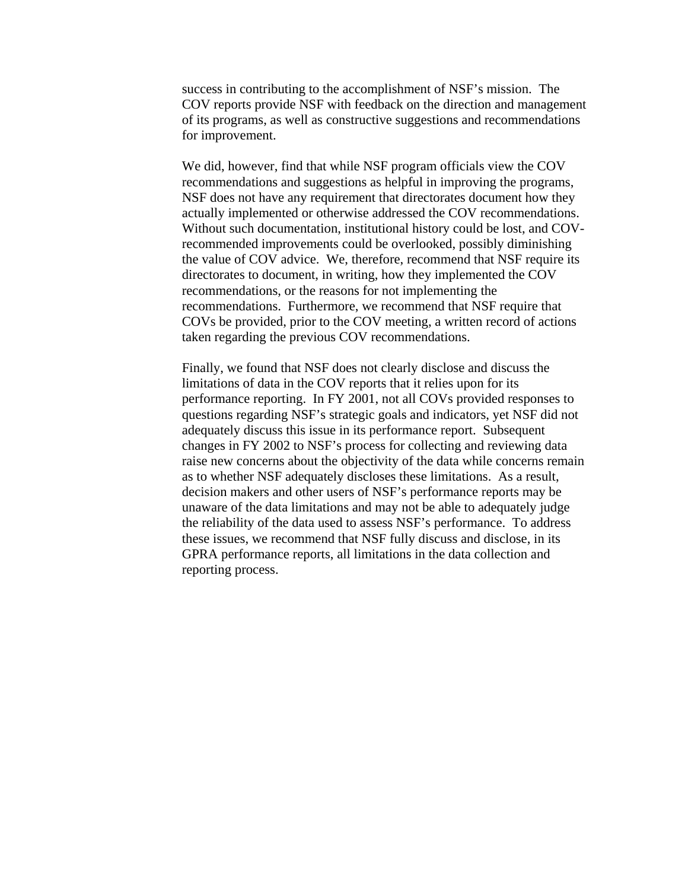success in contributing to the accomplishment of NSF's mission. The COV reports provide NSF with feedback on the direction and management of its programs, as well as constructive suggestions and recommendations for improvement.

We did, however, find that while NSF program officials view the COV recommendations and suggestions as helpful in improving the programs, NSF does not have any requirement that directorates document how they actually implemented or otherwise addressed the COV recommendations. Without such documentation, institutional history could be lost, and COV-recommended improvements could be overlooked, possibly diminishing the value of COV advice. We, therefore, recommend that NSF require its directorates to document, in writing, how they implemented the COV recommendations, or the reasons for not implementing the recommendations. Furthermore, we recommend that NSF require that COVs be provided, prior to the COV meeting, a written record of actions taken regarding the previous COV recommendations.

Finally, we found that NSF does not clearly disclose and discuss the limitations of data in the COV reports that it relies upon for its performance reporting. In FY 2001, not all COVs provided responses to questions regarding NSF's strategic goals and indicators, yet NSF did not adequately discuss this issue in its performance report. Subsequent changes in FY 2002 to NSF's process for collecting and reviewing data raise new concerns about the objectivity of the data while concerns remain as to whether NSF adequately discloses these limitations. As a result, decision makers and other users of NSF's performance reports may be unaware of the data limitations and may not be able to adequately judge the reliability of the data used to assess NSF's performance. To address these issues, we recommend that NSF fully discuss and disclose, in its GPRA performance reports, all limitations in the data collection and reporting process.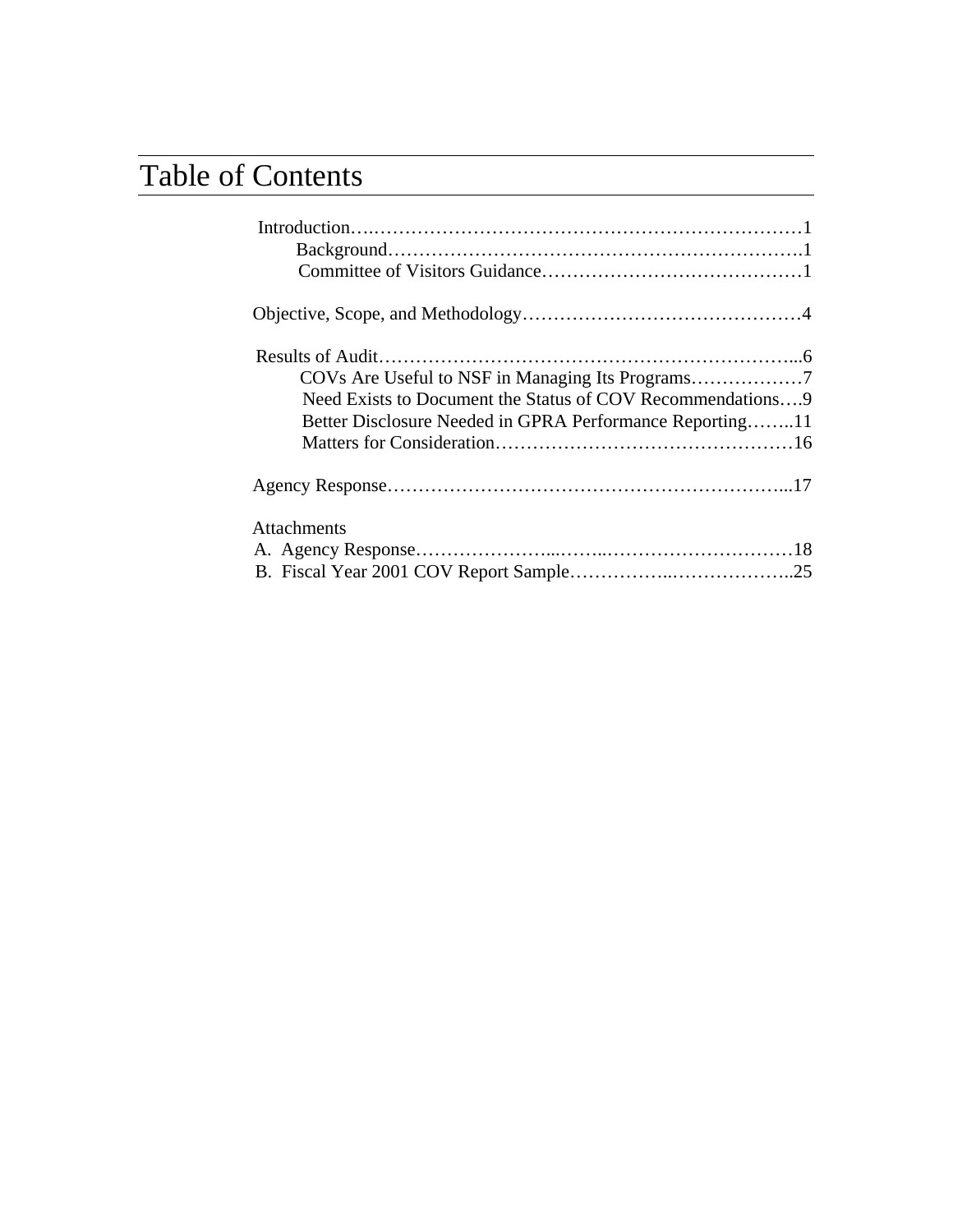# Table of Contents

Introduction……………………………………………………………………1
- Background………………………………………………………………….1
- Committee of Visitors Guidance……………………………………………1

Objective, Scope, and Methodology………………………………………………4

Results of Audit……………………………………………………………………...6
- COVs Are Useful to NSF in Managing Its Programs………………7
- Need Exists to Document the Status of COV Recommendations….9
- Better Disclosure Needed in GPRA Performance Reporting……..11
- Matters for Consideration…………………………………………16

Agency Response…………………………………………………………...17

Attachments
- A. Agency Response……………………………………………………18
- B. Fiscal Year 2001 COV Report Sample………………………………..25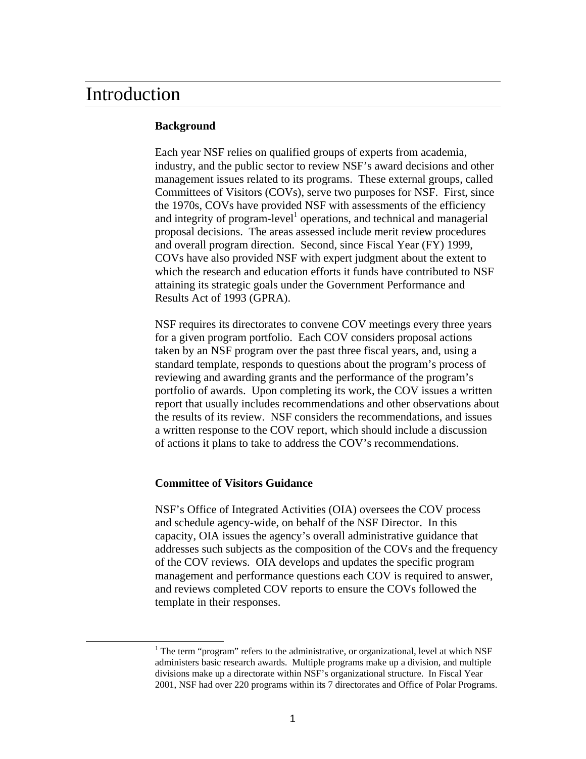# Introduction

**Background**

Each year NSF relies on qualified groups of experts from academia, industry, and the public sector to review NSF's award decisions and other management issues related to its programs. These external groups, called Committees of Visitors (COVs), serve two purposes for NSF. First, since the 1970s, COVs have provided NSF with assessments of the efficiency and integrity of program-level[1] operations, and technical and managerial proposal decisions. The areas assessed include merit review procedures and overall program direction. Second, since Fiscal Year (FY) 1999, COVs have also provided NSF with expert judgment about the extent to which the research and education efforts it funds have contributed to NSF attaining its strategic goals under the Government Performance and Results Act of 1993 (GPRA).

NSF requires its directorates to convene COV meetings every three years for a given program portfolio. Each COV considers proposal actions taken by an NSF program over the past three fiscal years, and, using a standard template, responds to questions about the program's process of reviewing and awarding grants and the performance of the program's portfolio of awards. Upon completing its work, the COV issues a written report that usually includes recommendations and other observations about the results of its review. NSF considers the recommendations, and issues a written response to the COV report, which should include a discussion of actions it plans to take to address the COV's recommendations.

**Committee of Visitors Guidance**

NSF's Office of Integrated Activities (OIA) oversees the COV process and schedule agency-wide, on behalf of the NSF Director. In this capacity, OIA issues the agency's overall administrative guidance that addresses such subjects as the composition of the COVs and the frequency of the COV reviews. OIA develops and updates the specific program management and performance questions each COV is required to answer, and reviews completed COV reports to ensure the COVs followed the template in their responses.

[1] The term "program" refers to the administrative, or organizational, level at which NSF administers basic research awards. Multiple programs make up a division, and multiple divisions make up a directorate within NSF's organizational structure. In Fiscal Year 2001, NSF had over 220 programs within its 7 directorates and Office of Polar Programs.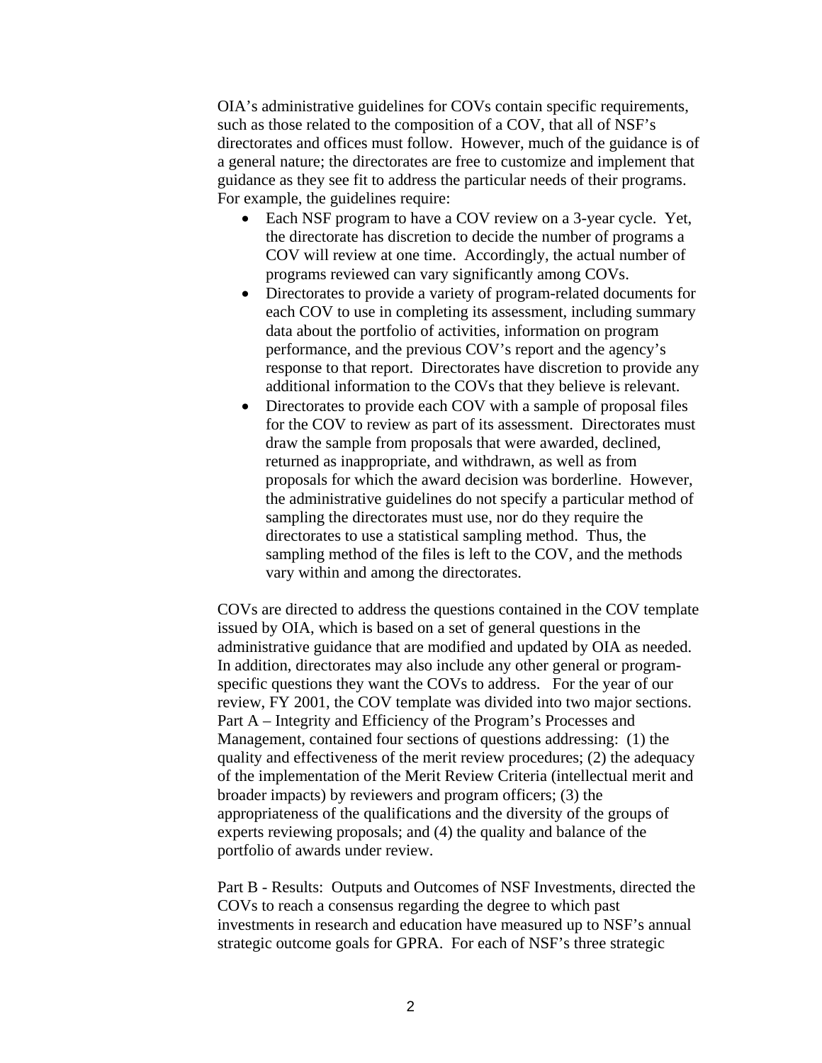OIA's administrative guidelines for COVs contain specific requirements, such as those related to the composition of a COV, that all of NSF's directorates and offices must follow. However, much of the guidance is of a general nature; the directorates are free to customize and implement that guidance as they see fit to address the particular needs of their programs. For example, the guidelines require:

- Each NSF program to have a COV review on a 3-year cycle. Yet, the directorate has discretion to decide the number of programs a COV will review at one time. Accordingly, the actual number of programs reviewed can vary significantly among COVs.
- Directorates to provide a variety of program-related documents for each COV to use in completing its assessment, including summary data about the portfolio of activities, information on program performance, and the previous COV's report and the agency's response to that report. Directorates have discretion to provide any additional information to the COVs that they believe is relevant.
- Directorates to provide each COV with a sample of proposal files for the COV to review as part of its assessment. Directorates must draw the sample from proposals that were awarded, declined, returned as inappropriate, and withdrawn, as well as from proposals for which the award decision was borderline. However, the administrative guidelines do not specify a particular method of sampling the directorates must use, nor do they require the directorates to use a statistical sampling method. Thus, the sampling method of the files is left to the COV, and the methods vary within and among the directorates.

COVs are directed to address the questions contained in the COV template issued by OIA, which is based on a set of general questions in the administrative guidance that are modified and updated by OIA as needed. In addition, directorates may also include any other general or program-specific questions they want the COVs to address. For the year of our review, FY 2001, the COV template was divided into two major sections. Part A – Integrity and Efficiency of the Program's Processes and Management, contained four sections of questions addressing: (1) the quality and effectiveness of the merit review procedures; (2) the adequacy of the implementation of the Merit Review Criteria (intellectual merit and broader impacts) by reviewers and program officers; (3) the appropriateness of the qualifications and the diversity of the groups of experts reviewing proposals; and (4) the quality and balance of the portfolio of awards under review.

Part B - Results: Outputs and Outcomes of NSF Investments, directed the COVs to reach a consensus regarding the degree to which past investments in research and education have measured up to NSF's annual strategic outcome goals for GPRA. For each of NSF's three strategic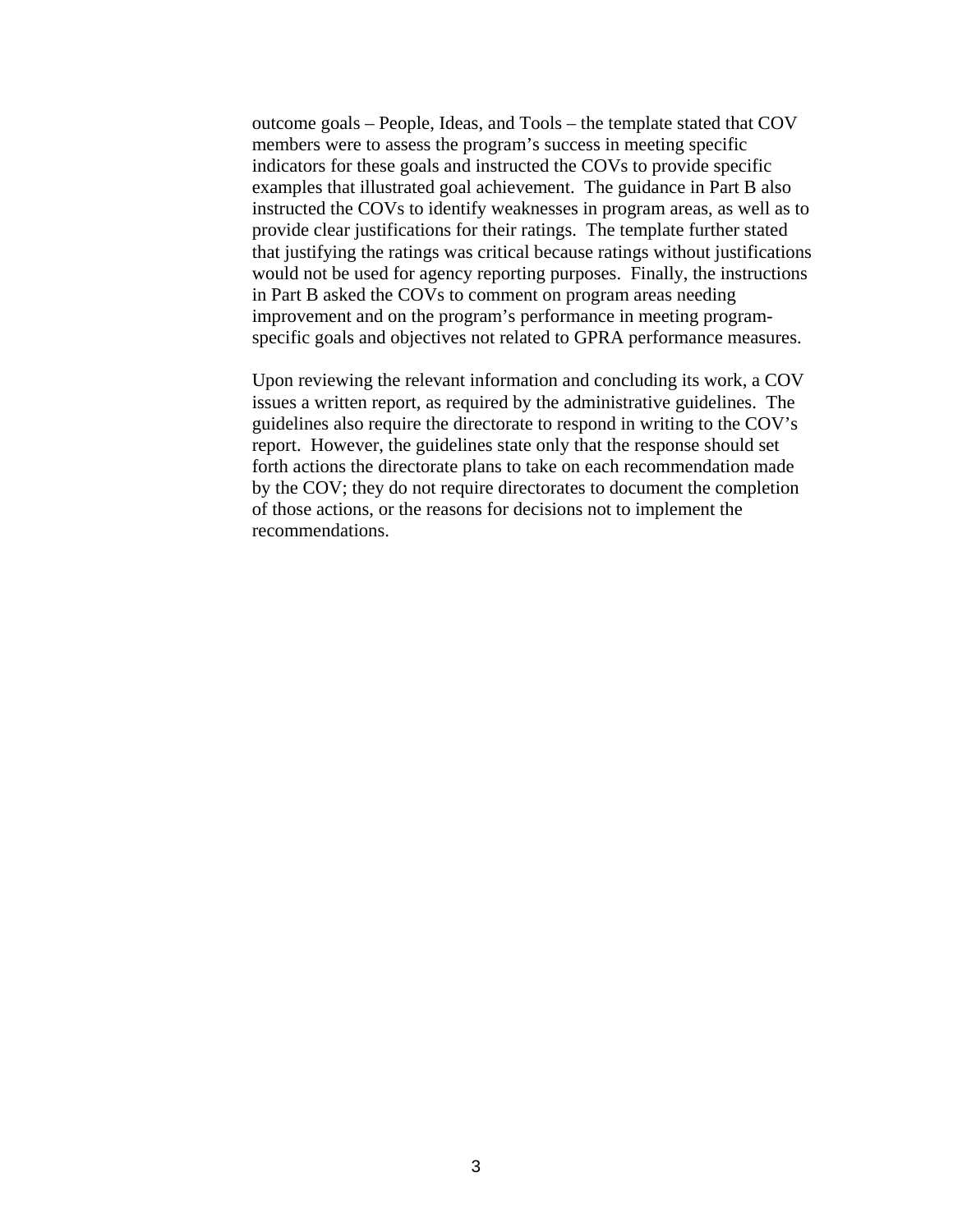outcome goals – People, Ideas, and Tools – the template stated that COV members were to assess the program's success in meeting specific indicators for these goals and instructed the COVs to provide specific examples that illustrated goal achievement. The guidance in Part B also instructed the COVs to identify weaknesses in program areas, as well as to provide clear justifications for their ratings. The template further stated that justifying the ratings was critical because ratings without justifications would not be used for agency reporting purposes. Finally, the instructions in Part B asked the COVs to comment on program areas needing improvement and on the program's performance in meeting program-specific goals and objectives not related to GPRA performance measures.

Upon reviewing the relevant information and concluding its work, a COV issues a written report, as required by the administrative guidelines. The guidelines also require the directorate to respond in writing to the COV's report. However, the guidelines state only that the response should set forth actions the directorate plans to take on each recommendation made by the COV; they do not require directorates to document the completion of those actions, or the reasons for decisions not to implement the recommendations.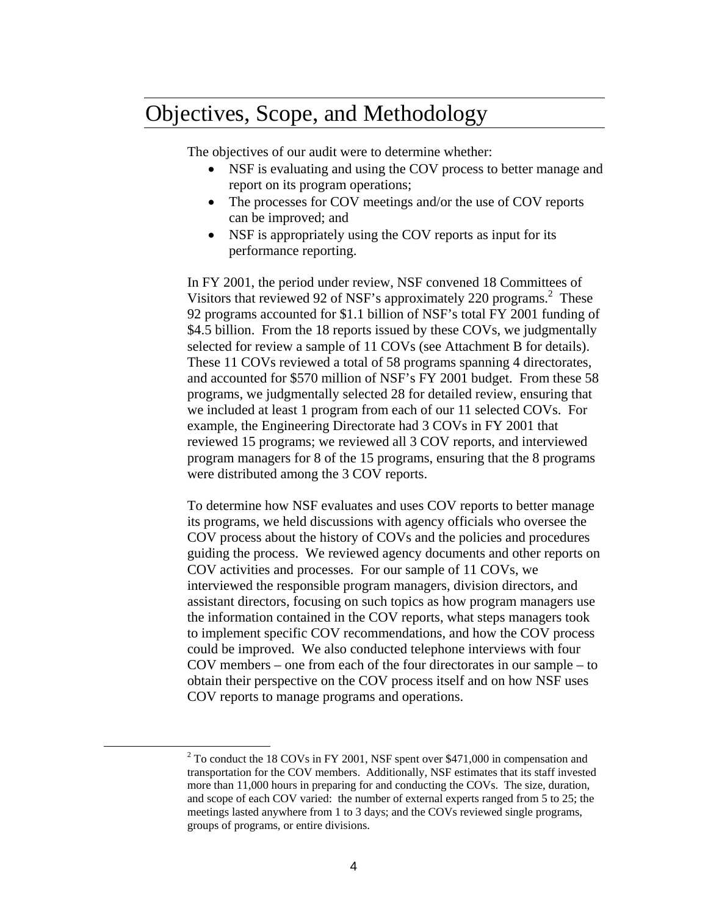# Objectives, Scope, and Methodology

The objectives of our audit were to determine whether:

- NSF is evaluating and using the COV process to better manage and report on its program operations;
- The processes for COV meetings and/or the use of COV reports can be improved; and
- NSF is appropriately using the COV reports as input for its performance reporting.

In FY 2001, the period under review, NSF convened 18 Committees of Visitors that reviewed 92 of NSF's approximately 220 programs.[2] These 92 programs accounted for $1.1 billion of NSF's total FY 2001 funding of $4.5 billion. From the 18 reports issued by these COVs, we judgmentally selected for review a sample of 11 COVs (see Attachment B for details). These 11 COVs reviewed a total of 58 programs spanning 4 directorates, and accounted for $570 million of NSF's FY 2001 budget. From these 58 programs, we judgmentally selected 28 for detailed review, ensuring that we included at least 1 program from each of our 11 selected COVs. For example, the Engineering Directorate had 3 COVs in FY 2001 that reviewed 15 programs; we reviewed all 3 COV reports, and interviewed program managers for 8 of the 15 programs, ensuring that the 8 programs were distributed among the 3 COV reports.

To determine how NSF evaluates and uses COV reports to better manage its programs, we held discussions with agency officials who oversee the COV process about the history of COVs and the policies and procedures guiding the process. We reviewed agency documents and other reports on COV activities and processes. For our sample of 11 COVs, we interviewed the responsible program managers, division directors, and assistant directors, focusing on such topics as how program managers use the information contained in the COV reports, what steps managers took to implement specific COV recommendations, and how the COV process could be improved. We also conducted telephone interviews with four COV members – one from each of the four directorates in our sample – to obtain their perspective on the COV process itself and on how NSF uses COV reports to manage programs and operations.

---

[2] To conduct the 18 COVs in FY 2001, NSF spent over $471,000 in compensation and transportation for the COV members. Additionally, NSF estimates that its staff invested more than 11,000 hours in preparing for and conducting the COVs. The size, duration, and scope of each COV varied: the number of external experts ranged from 5 to 25; the meetings lasted anywhere from 1 to 3 days; and the COVs reviewed single programs, groups of programs, or entire divisions.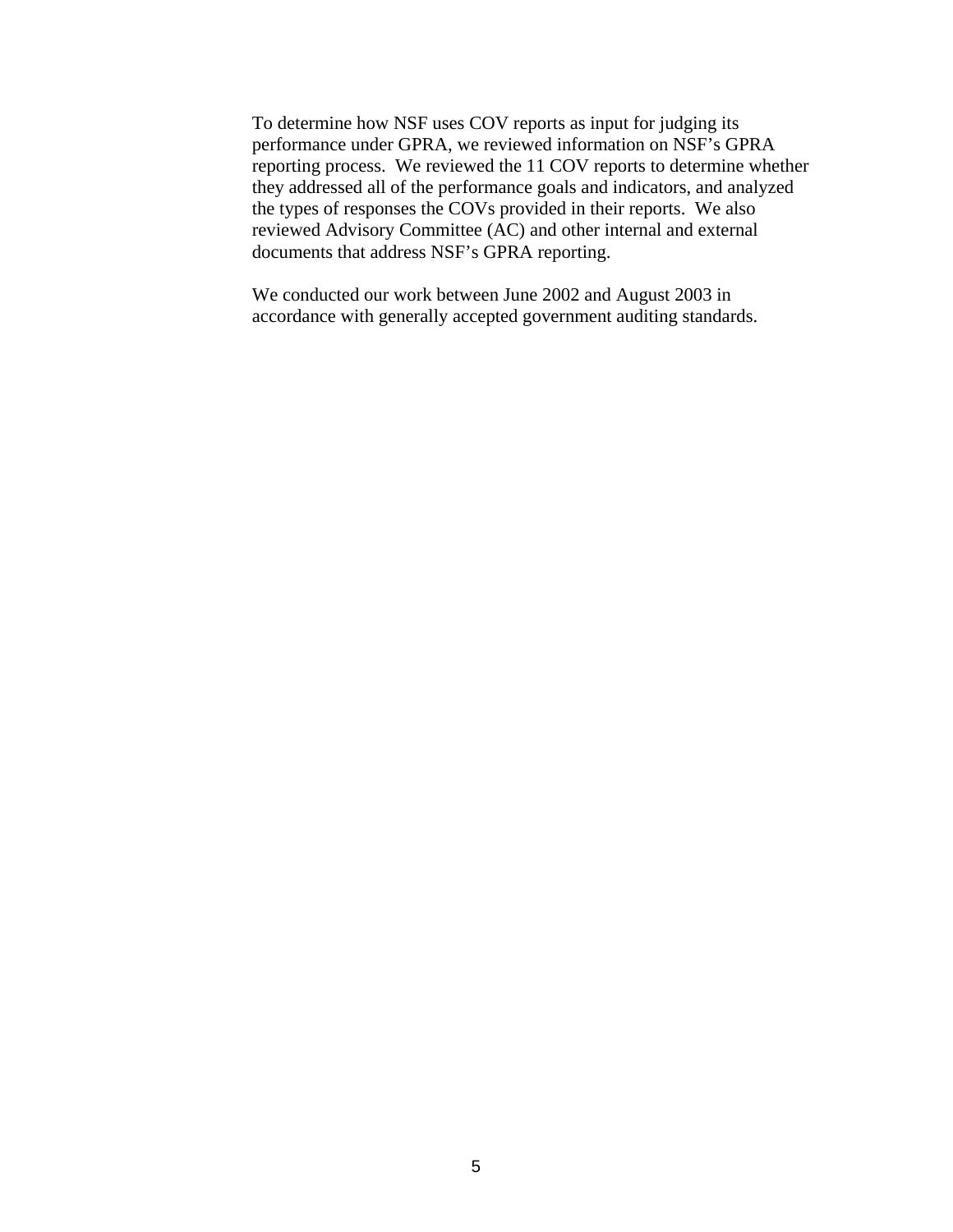To determine how NSF uses COV reports as input for judging its performance under GPRA, we reviewed information on NSF's GPRA reporting process. We reviewed the 11 COV reports to determine whether they addressed all of the performance goals and indicators, and analyzed the types of responses the COVs provided in their reports. We also reviewed Advisory Committee (AC) and other internal and external documents that address NSF's GPRA reporting.

We conducted our work between June 2002 and August 2003 in accordance with generally accepted government auditing standards.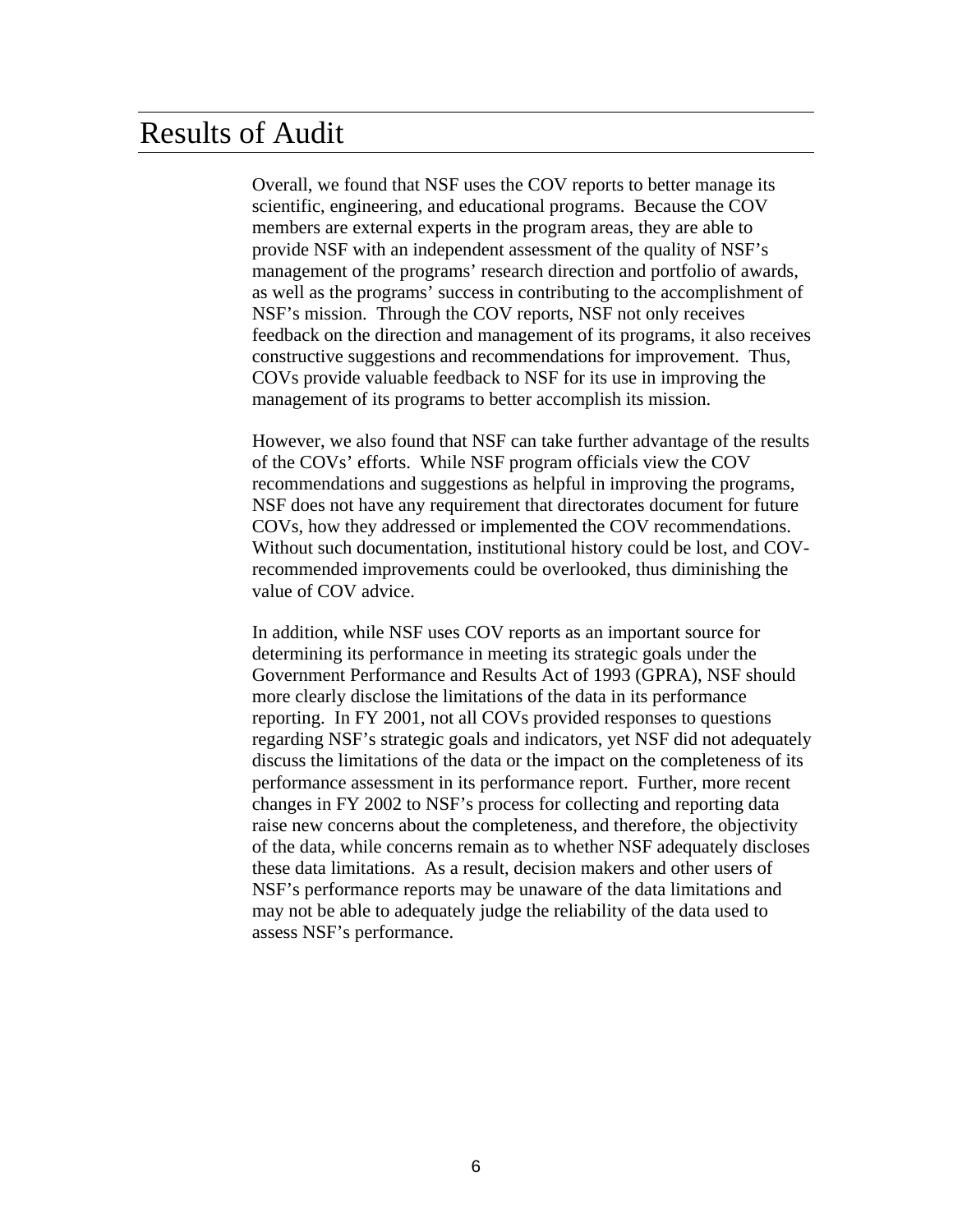# Results of Audit

Overall, we found that NSF uses the COV reports to better manage its scientific, engineering, and educational programs. Because the COV members are external experts in the program areas, they are able to provide NSF with an independent assessment of the quality of NSF's management of the programs' research direction and portfolio of awards, as well as the programs' success in contributing to the accomplishment of NSF's mission. Through the COV reports, NSF not only receives feedback on the direction and management of its programs, it also receives constructive suggestions and recommendations for improvement. Thus, COVs provide valuable feedback to NSF for its use in improving the management of its programs to better accomplish its mission.

However, we also found that NSF can take further advantage of the results of the COVs' efforts. While NSF program officials view the COV recommendations and suggestions as helpful in improving the programs, NSF does not have any requirement that directorates document for future COVs, how they addressed or implemented the COV recommendations. Without such documentation, institutional history could be lost, and COV-recommended improvements could be overlooked, thus diminishing the value of COV advice.

In addition, while NSF uses COV reports as an important source for determining its performance in meeting its strategic goals under the Government Performance and Results Act of 1993 (GPRA), NSF should more clearly disclose the limitations of the data in its performance reporting. In FY 2001, not all COVs provided responses to questions regarding NSF's strategic goals and indicators, yet NSF did not adequately discuss the limitations of the data or the impact on the completeness of its performance assessment in its performance report. Further, more recent changes in FY 2002 to NSF's process for collecting and reporting data raise new concerns about the completeness, and therefore, the objectivity of the data, while concerns remain as to whether NSF adequately discloses these data limitations. As a result, decision makers and other users of NSF's performance reports may be unaware of the data limitations and may not be able to adequately judge the reliability of the data used to assess NSF's performance.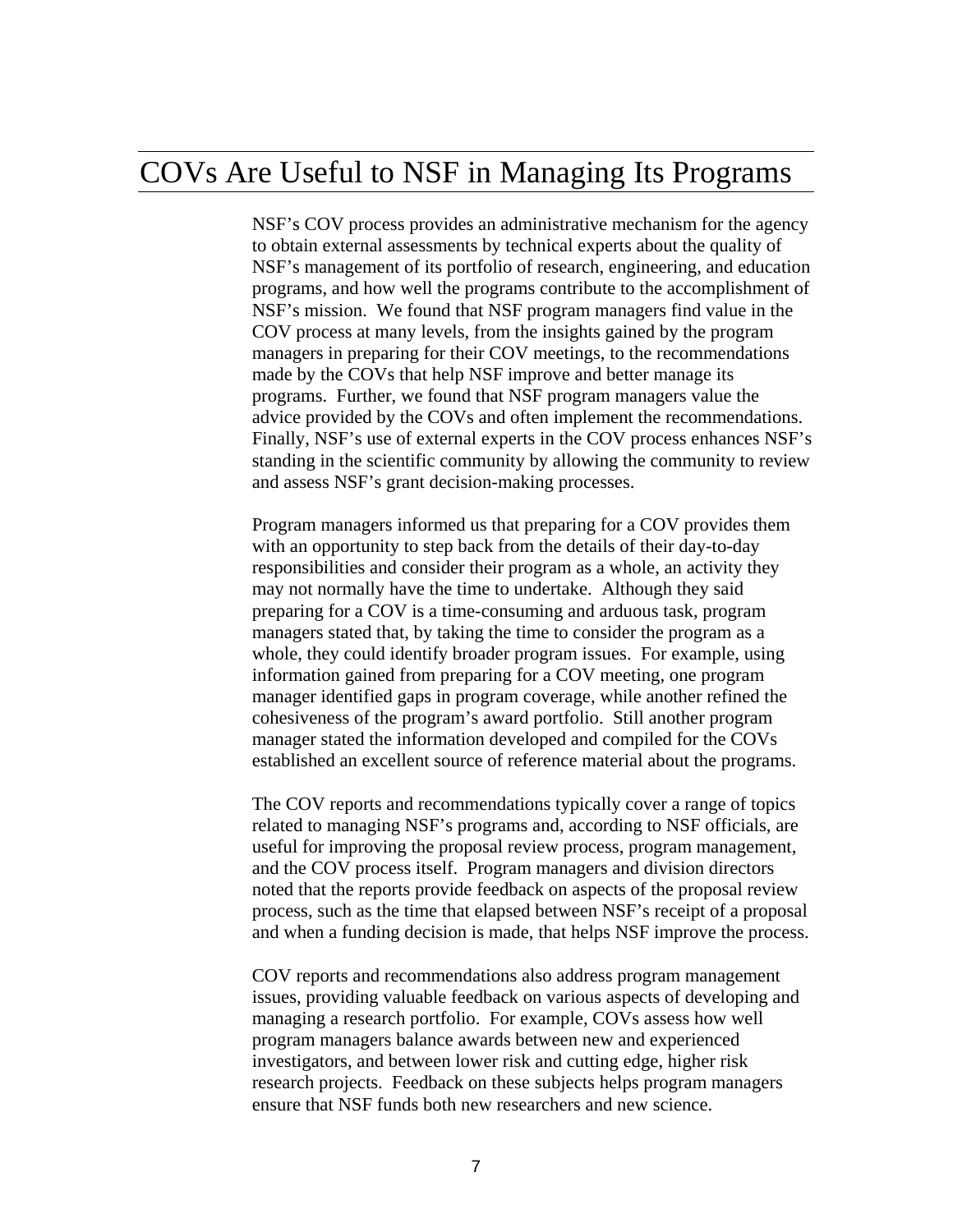# COVs Are Useful to NSF in Managing Its Programs

NSF's COV process provides an administrative mechanism for the agency to obtain external assessments by technical experts about the quality of NSF's management of its portfolio of research, engineering, and education programs, and how well the programs contribute to the accomplishment of NSF's mission. We found that NSF program managers find value in the COV process at many levels, from the insights gained by the program managers in preparing for their COV meetings, to the recommendations made by the COVs that help NSF improve and better manage its programs. Further, we found that NSF program managers value the advice provided by the COVs and often implement the recommendations. Finally, NSF's use of external experts in the COV process enhances NSF's standing in the scientific community by allowing the community to review and assess NSF's grant decision-making processes.

Program managers informed us that preparing for a COV provides them with an opportunity to step back from the details of their day-to-day responsibilities and consider their program as a whole, an activity they may not normally have the time to undertake. Although they said preparing for a COV is a time-consuming and arduous task, program managers stated that, by taking the time to consider the program as a whole, they could identify broader program issues. For example, using information gained from preparing for a COV meeting, one program manager identified gaps in program coverage, while another refined the cohesiveness of the program's award portfolio. Still another program manager stated the information developed and compiled for the COVs established an excellent source of reference material about the programs.

The COV reports and recommendations typically cover a range of topics related to managing NSF's programs and, according to NSF officials, are useful for improving the proposal review process, program management, and the COV process itself. Program managers and division directors noted that the reports provide feedback on aspects of the proposal review process, such as the time that elapsed between NSF's receipt of a proposal and when a funding decision is made, that helps NSF improve the process.

COV reports and recommendations also address program management issues, providing valuable feedback on various aspects of developing and managing a research portfolio. For example, COVs assess how well program managers balance awards between new and experienced investigators, and between lower risk and cutting edge, higher risk research projects. Feedback on these subjects helps program managers ensure that NSF funds both new researchers and new science.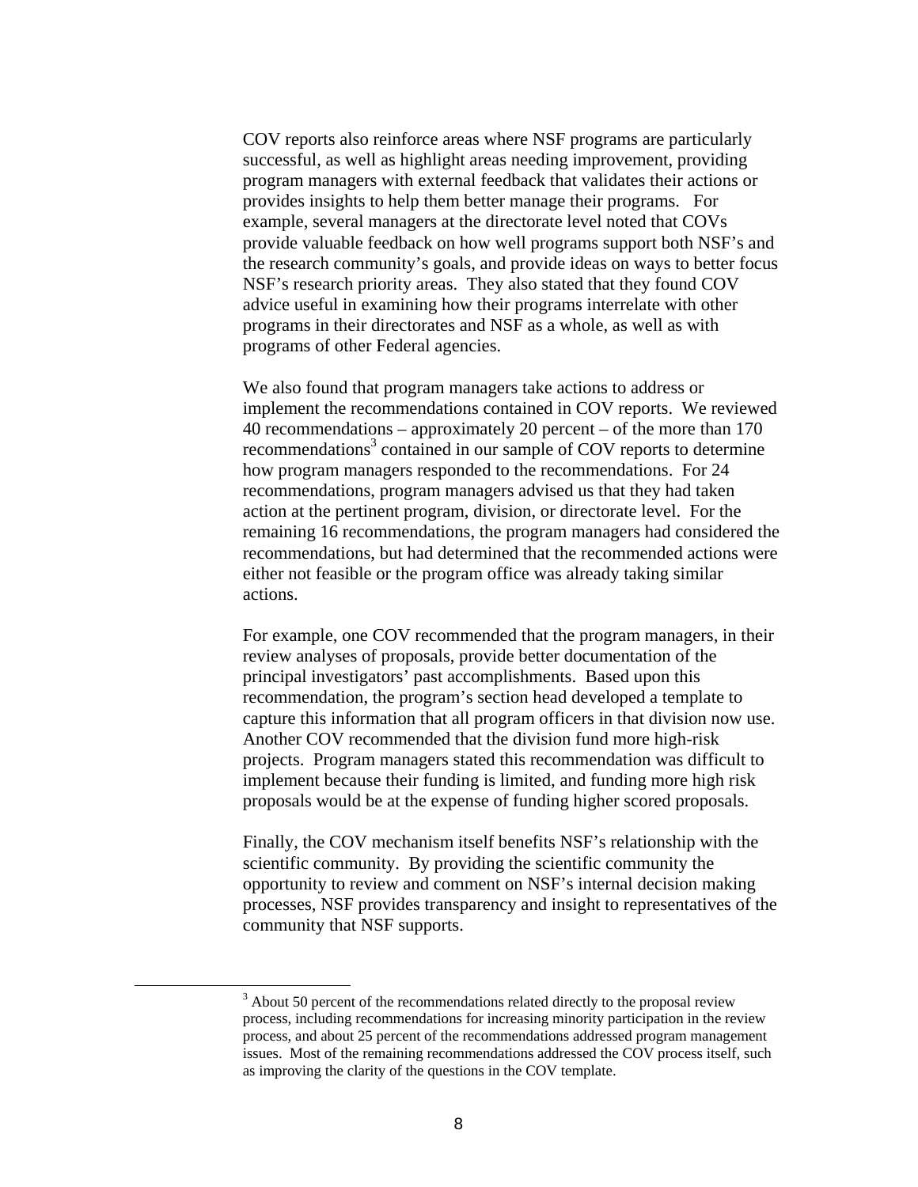COV reports also reinforce areas where NSF programs are particularly successful, as well as highlight areas needing improvement, providing program managers with external feedback that validates their actions or provides insights to help them better manage their programs. For example, several managers at the directorate level noted that COVs provide valuable feedback on how well programs support both NSF's and the research community's goals, and provide ideas on ways to better focus NSF's research priority areas. They also stated that they found COV advice useful in examining how their programs interrelate with other programs in their directorates and NSF as a whole, as well as with programs of other Federal agencies.

We also found that program managers take actions to address or implement the recommendations contained in COV reports. We reviewed 40 recommendations – approximately 20 percent – of the more than 170 recommendations[3] contained in our sample of COV reports to determine how program managers responded to the recommendations. For 24 recommendations, program managers advised us that they had taken action at the pertinent program, division, or directorate level. For the remaining 16 recommendations, the program managers had considered the recommendations, but had determined that the recommended actions were either not feasible or the program office was already taking similar actions.

For example, one COV recommended that the program managers, in their review analyses of proposals, provide better documentation of the principal investigators' past accomplishments. Based upon this recommendation, the program's section head developed a template to capture this information that all program officers in that division now use. Another COV recommended that the division fund more high-risk projects. Program managers stated this recommendation was difficult to implement because their funding is limited, and funding more high risk proposals would be at the expense of funding higher scored proposals.

Finally, the COV mechanism itself benefits NSF's relationship with the scientific community. By providing the scientific community the opportunity to review and comment on NSF's internal decision making processes, NSF provides transparency and insight to representatives of the community that NSF supports.

---

[3] About 50 percent of the recommendations related directly to the proposal review process, including recommendations for increasing minority participation in the review process, and about 25 percent of the recommendations addressed program management issues. Most of the remaining recommendations addressed the COV process itself, such as improving the clarity of the questions in the COV template.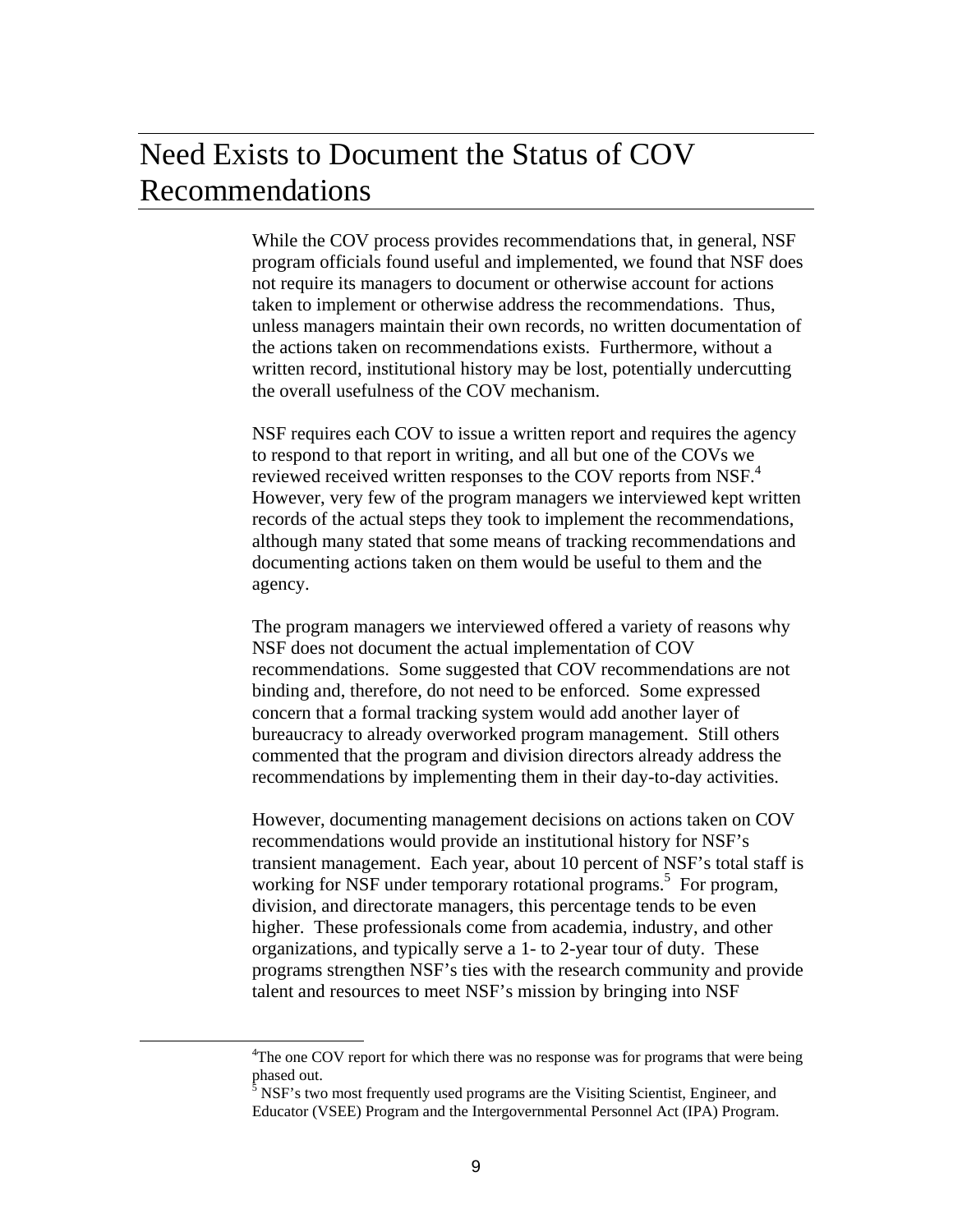# Need Exists to Document the Status of COV Recommendations

While the COV process provides recommendations that, in general, NSF program officials found useful and implemented, we found that NSF does not require its managers to document or otherwise account for actions taken to implement or otherwise address the recommendations. Thus, unless managers maintain their own records, no written documentation of the actions taken on recommendations exists. Furthermore, without a written record, institutional history may be lost, potentially undercutting the overall usefulness of the COV mechanism.

NSF requires each COV to issue a written report and requires the agency to respond to that report in writing, and all but one of the COVs we reviewed received written responses to the COV reports from NSF.[4] However, very few of the program managers we interviewed kept written records of the actual steps they took to implement the recommendations, although many stated that some means of tracking recommendations and documenting actions taken on them would be useful to them and the agency.

The program managers we interviewed offered a variety of reasons why NSF does not document the actual implementation of COV recommendations. Some suggested that COV recommendations are not binding and, therefore, do not need to be enforced. Some expressed concern that a formal tracking system would add another layer of bureaucracy to already overworked program management. Still others commented that the program and division directors already address the recommendations by implementing them in their day-to-day activities.

However, documenting management decisions on actions taken on COV recommendations would provide an institutional history for NSF's transient management. Each year, about 10 percent of NSF's total staff is working for NSF under temporary rotational programs.[5] For program, division, and directorate managers, this percentage tends to be even higher. These professionals come from academia, industry, and other organizations, and typically serve a 1- to 2-year tour of duty. These programs strengthen NSF's ties with the research community and provide talent and resources to meet NSF's mission by bringing into NSF

---

[4] The one COV report for which there was no response was for programs that were being phased out.

[5] NSF's two most frequently used programs are the Visiting Scientist, Engineer, and Educator (VSEE) Program and the Intergovernmental Personnel Act (IPA) Program.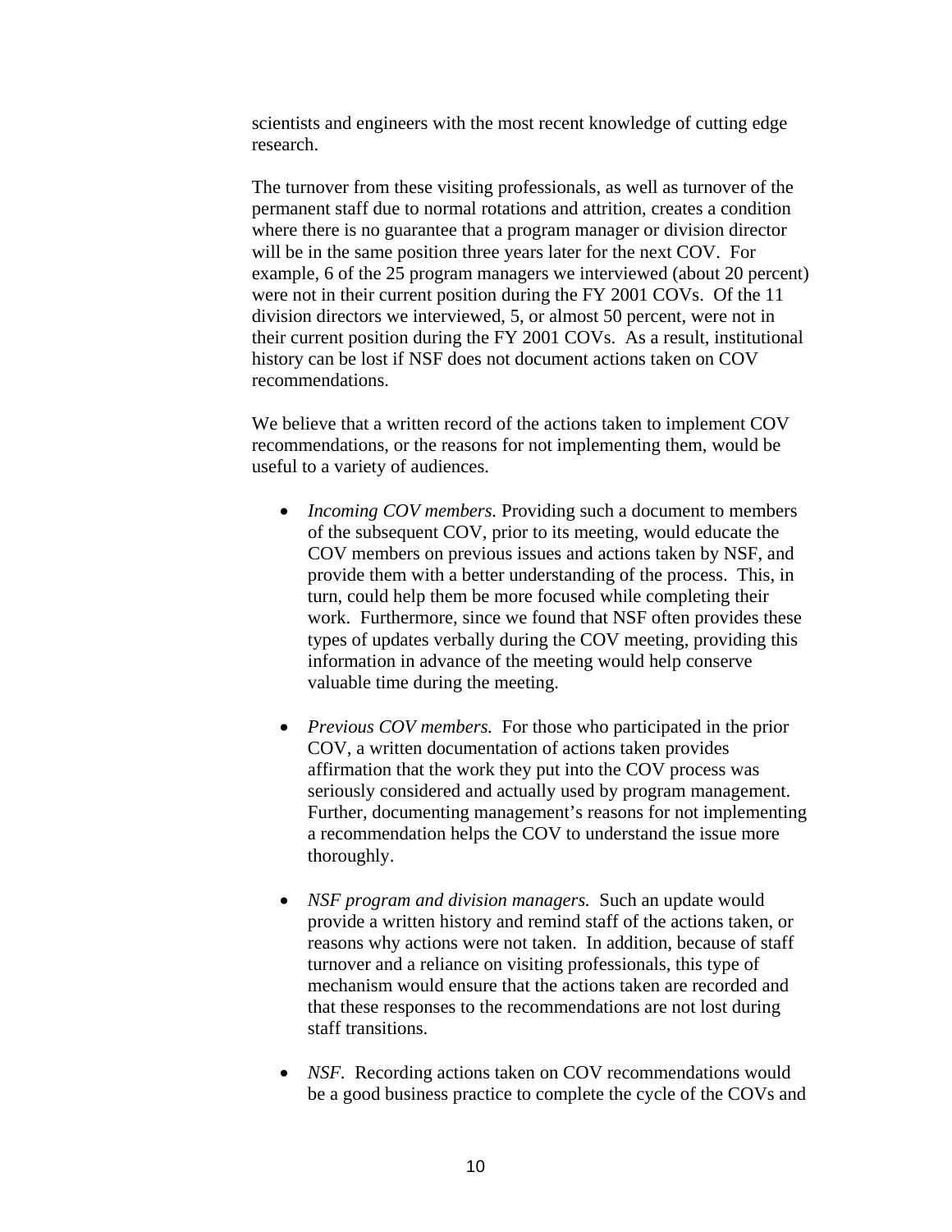scientists and engineers with the most recent knowledge of cutting edge research.

The turnover from these visiting professionals, as well as turnover of the permanent staff due to normal rotations and attrition, creates a condition where there is no guarantee that a program manager or division director will be in the same position three years later for the next COV. For example, 6 of the 25 program managers we interviewed (about 20 percent) were not in their current position during the FY 2001 COVs. Of the 11 division directors we interviewed, 5, or almost 50 percent, were not in their current position during the FY 2001 COVs. As a result, institutional history can be lost if NSF does not document actions taken on COV recommendations.

We believe that a written record of the actions taken to implement COV recommendations, or the reasons for not implementing them, would be useful to a variety of audiences.

- *Incoming COV members.* Providing such a document to members of the subsequent COV, prior to its meeting, would educate the COV members on previous issues and actions taken by NSF, and provide them with a better understanding of the process. This, in turn, could help them be more focused while completing their work. Furthermore, since we found that NSF often provides these types of updates verbally during the COV meeting, providing this information in advance of the meeting would help conserve valuable time during the meeting.

- *Previous COV members.* For those who participated in the prior COV, a written documentation of actions taken provides affirmation that the work they put into the COV process was seriously considered and actually used by program management. Further, documenting management's reasons for not implementing a recommendation helps the COV to understand the issue more thoroughly.

- *NSF program and division managers.* Such an update would provide a written history and remind staff of the actions taken, or reasons why actions were not taken. In addition, because of staff turnover and a reliance on visiting professionals, this type of mechanism would ensure that the actions taken are recorded and that these responses to the recommendations are not lost during staff transitions.

- *NSF.* Recording actions taken on COV recommendations would be a good business practice to complete the cycle of the COVs and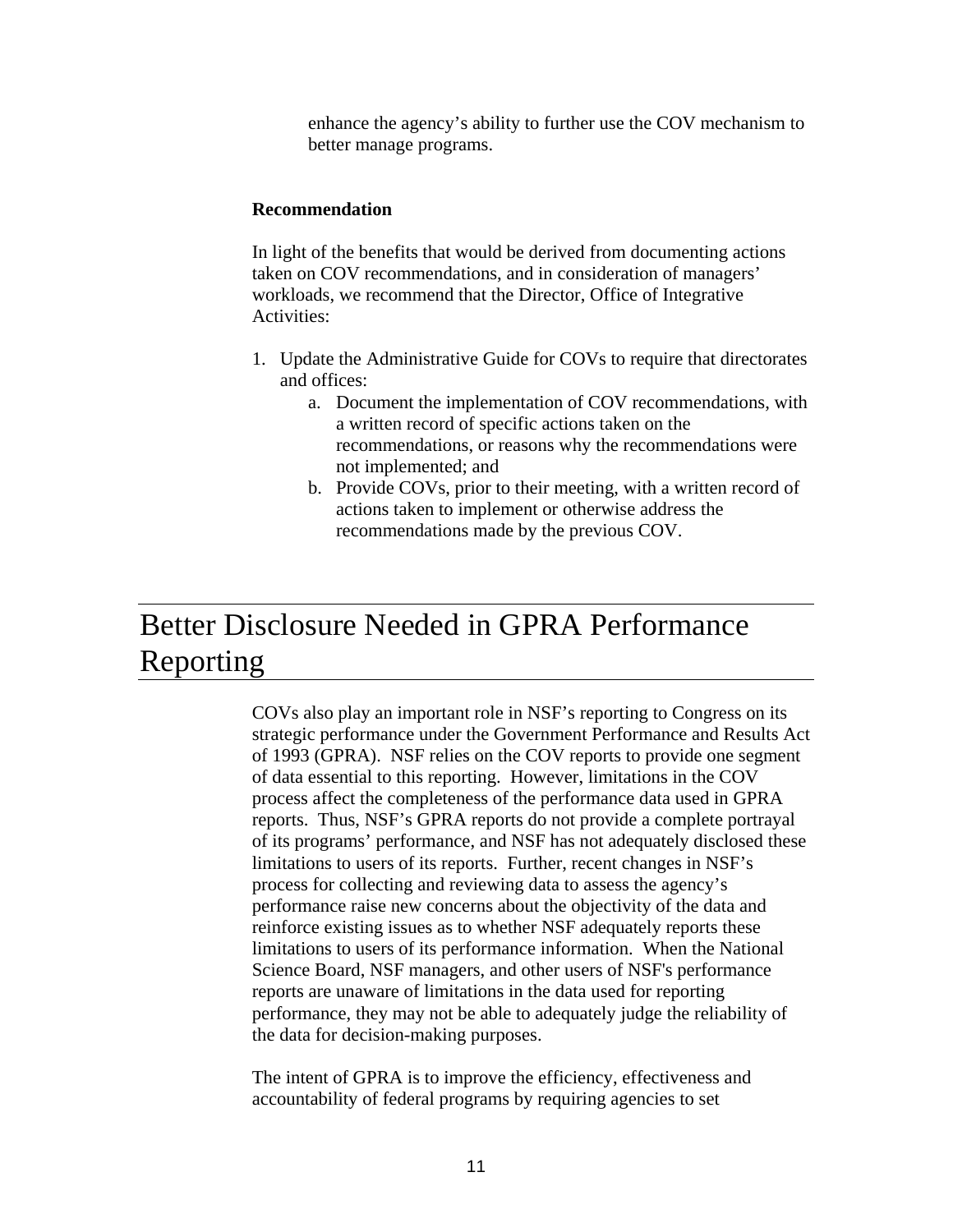enhance the agency’s ability to further use the COV mechanism to better manage programs.

**Recommendation**

In light of the benefits that would be derived from documenting actions taken on COV recommendations, and in consideration of managers’ workloads, we recommend that the Director, Office of Integrative Activities:

1. Update the Administrative Guide for COVs to require that directorates and offices:
    a. Document the implementation of COV recommendations, with a written record of specific actions taken on the recommendations, or reasons why the recommendations were not implemented; and
    b. Provide COVs, prior to their meeting, with a written record of actions taken to implement or otherwise address the recommendations made by the previous COV.

# Better Disclosure Needed in GPRA Performance Reporting

COVs also play an important role in NSF’s reporting to Congress on its strategic performance under the Government Performance and Results Act of 1993 (GPRA). NSF relies on the COV reports to provide one segment of data essential to this reporting. However, limitations in the COV process affect the completeness of the performance data used in GPRA reports. Thus, NSF’s GPRA reports do not provide a complete portrayal of its programs’ performance, and NSF has not adequately disclosed these limitations to users of its reports. Further, recent changes in NSF’s process for collecting and reviewing data to assess the agency’s performance raise new concerns about the objectivity of the data and reinforce existing issues as to whether NSF adequately reports these limitations to users of its performance information. When the National Science Board, NSF managers, and other users of NSF's performance reports are unaware of limitations in the data used for reporting performance, they may not be able to adequately judge the reliability of the data for decision-making purposes.

The intent of GPRA is to improve the efficiency, effectiveness and accountability of federal programs by requiring agencies to set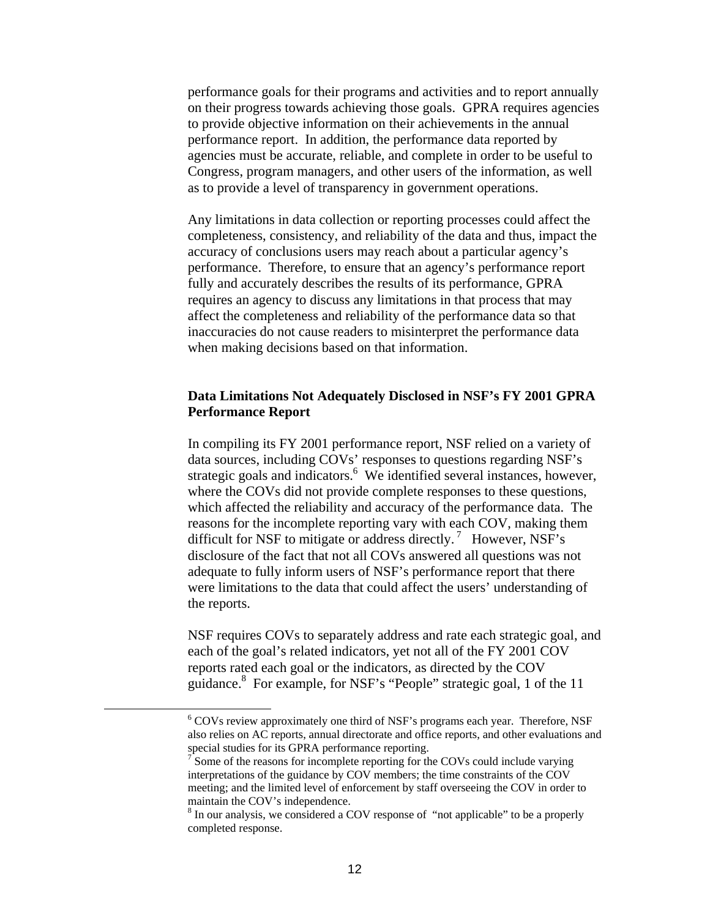performance goals for their programs and activities and to report annually on their progress towards achieving those goals. GPRA requires agencies to provide objective information on their achievements in the annual performance report. In addition, the performance data reported by agencies must be accurate, reliable, and complete in order to be useful to Congress, program managers, and other users of the information, as well as to provide a level of transparency in government operations.

Any limitations in data collection or reporting processes could affect the completeness, consistency, and reliability of the data and thus, impact the accuracy of conclusions users may reach about a particular agency's performance. Therefore, to ensure that an agency's performance report fully and accurately describes the results of its performance, GPRA requires an agency to discuss any limitations in that process that may affect the completeness and reliability of the performance data so that inaccuracies do not cause readers to misinterpret the performance data when making decisions based on that information.

**Data Limitations Not Adequately Disclosed in NSF's FY 2001 GPRA Performance Report**

In compiling its FY 2001 performance report, NSF relied on a variety of data sources, including COVs' responses to questions regarding NSF's strategic goals and indicators.[6] We identified several instances, however, where the COVs did not provide complete responses to these questions, which affected the reliability and accuracy of the performance data. The reasons for the incomplete reporting vary with each COV, making them difficult for NSF to mitigate or address directly.[7] However, NSF's disclosure of the fact that not all COVs answered all questions was not adequate to fully inform users of NSF's performance report that there were limitations to the data that could affect the users' understanding of the reports.

NSF requires COVs to separately address and rate each strategic goal, and each of the goal's related indicators, yet not all of the FY 2001 COV reports rated each goal or the indicators, as directed by the COV guidance.[8] For example, for NSF's "People" strategic goal, 1 of the 11

[6] COVs review approximately one third of NSF's programs each year. Therefore, NSF also relies on AC reports, annual directorate and office reports, and other evaluations and special studies for its GPRA performance reporting.

[7] Some of the reasons for incomplete reporting for the COVs could include varying interpretations of the guidance by COV members; the time constraints of the COV meeting; and the limited level of enforcement by staff overseeing the COV in order to maintain the COV's independence.

[8] In our analysis, we considered a COV response of "not applicable" to be a properly completed response.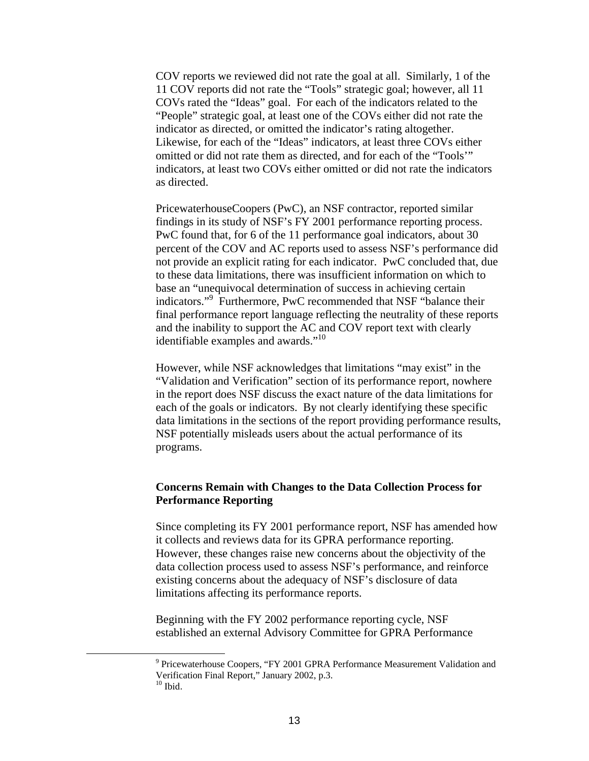COV reports we reviewed did not rate the goal at all. Similarly, 1 of the 11 COV reports did not rate the "Tools" strategic goal; however, all 11 COVs rated the "Ideas" goal. For each of the indicators related to the "People" strategic goal, at least one of the COVs either did not rate the indicator as directed, or omitted the indicator's rating altogether. Likewise, for each of the "Ideas" indicators, at least three COVs either omitted or did not rate them as directed, and for each of the "Tools'" indicators, at least two COVs either omitted or did not rate the indicators as directed.

PricewaterhouseCoopers (PwC), an NSF contractor, reported similar findings in its study of NSF's FY 2001 performance reporting process. PwC found that, for 6 of the 11 performance goal indicators, about 30 percent of the COV and AC reports used to assess NSF's performance did not provide an explicit rating for each indicator. PwC concluded that, due to these data limitations, there was insufficient information on which to base an "unequivocal determination of success in achieving certain indicators."[9] Furthermore, PwC recommended that NSF "balance their final performance report language reflecting the neutrality of these reports and the inability to support the AC and COV report text with clearly identifiable examples and awards."[10]

However, while NSF acknowledges that limitations "may exist" in the "Validation and Verification" section of its performance report, nowhere in the report does NSF discuss the exact nature of the data limitations for each of the goals or indicators. By not clearly identifying these specific data limitations in the sections of the report providing performance results, NSF potentially misleads users about the actual performance of its programs.

**Concerns Remain with Changes to the Data Collection Process for Performance Reporting**

Since completing its FY 2001 performance report, NSF has amended how it collects and reviews data for its GPRA performance reporting. However, these changes raise new concerns about the objectivity of the data collection process used to assess NSF's performance, and reinforce existing concerns about the adequacy of NSF's disclosure of data limitations affecting its performance reports.

Beginning with the FY 2002 performance reporting cycle, NSF established an external Advisory Committee for GPRA Performance

[9] Pricewaterhouse Coopers, "FY 2001 GPRA Performance Measurement Validation and Verification Final Report," January 2002, p.3.

[10] Ibid.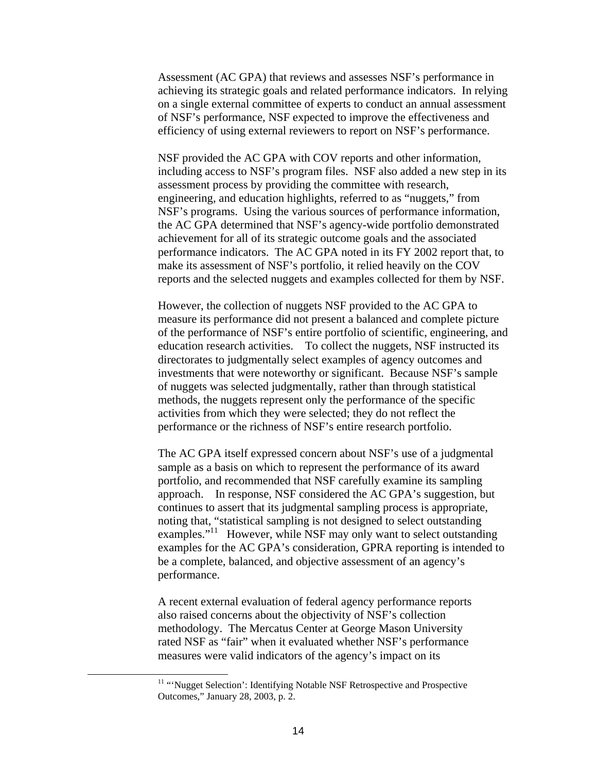Assessment (AC GPA) that reviews and assesses NSF's performance in achieving its strategic goals and related performance indicators. In relying on a single external committee of experts to conduct an annual assessment of NSF's performance, NSF expected to improve the effectiveness and efficiency of using external reviewers to report on NSF's performance.

NSF provided the AC GPA with COV reports and other information, including access to NSF's program files. NSF also added a new step in its assessment process by providing the committee with research, engineering, and education highlights, referred to as "nuggets," from NSF's programs. Using the various sources of performance information, the AC GPA determined that NSF's agency-wide portfolio demonstrated achievement for all of its strategic outcome goals and the associated performance indicators. The AC GPA noted in its FY 2002 report that, to make its assessment of NSF's portfolio, it relied heavily on the COV reports and the selected nuggets and examples collected for them by NSF.

However, the collection of nuggets NSF provided to the AC GPA to measure its performance did not present a balanced and complete picture of the performance of NSF's entire portfolio of scientific, engineering, and education research activities. To collect the nuggets, NSF instructed its directorates to judgmentally select examples of agency outcomes and investments that were noteworthy or significant. Because NSF's sample of nuggets was selected judgmentally, rather than through statistical methods, the nuggets represent only the performance of the specific activities from which they were selected; they do not reflect the performance or the richness of NSF's entire research portfolio.

The AC GPA itself expressed concern about NSF's use of a judgmental sample as a basis on which to represent the performance of its award portfolio, and recommended that NSF carefully examine its sampling approach. In response, NSF considered the AC GPA's suggestion, but continues to assert that its judgmental sampling process is appropriate, noting that, "statistical sampling is not designed to select outstanding examples."[11] However, while NSF may only want to select outstanding examples for the AC GPA's consideration, GPRA reporting is intended to be a complete, balanced, and objective assessment of an agency's performance.

A recent external evaluation of federal agency performance reports also raised concerns about the objectivity of NSF's collection methodology. The Mercatus Center at George Mason University rated NSF as "fair" when it evaluated whether NSF's performance measures were valid indicators of the agency's impact on its

[11] "'Nugget Selection': Identifying Notable NSF Retrospective and Prospective Outcomes," January 28, 2003, p. 2.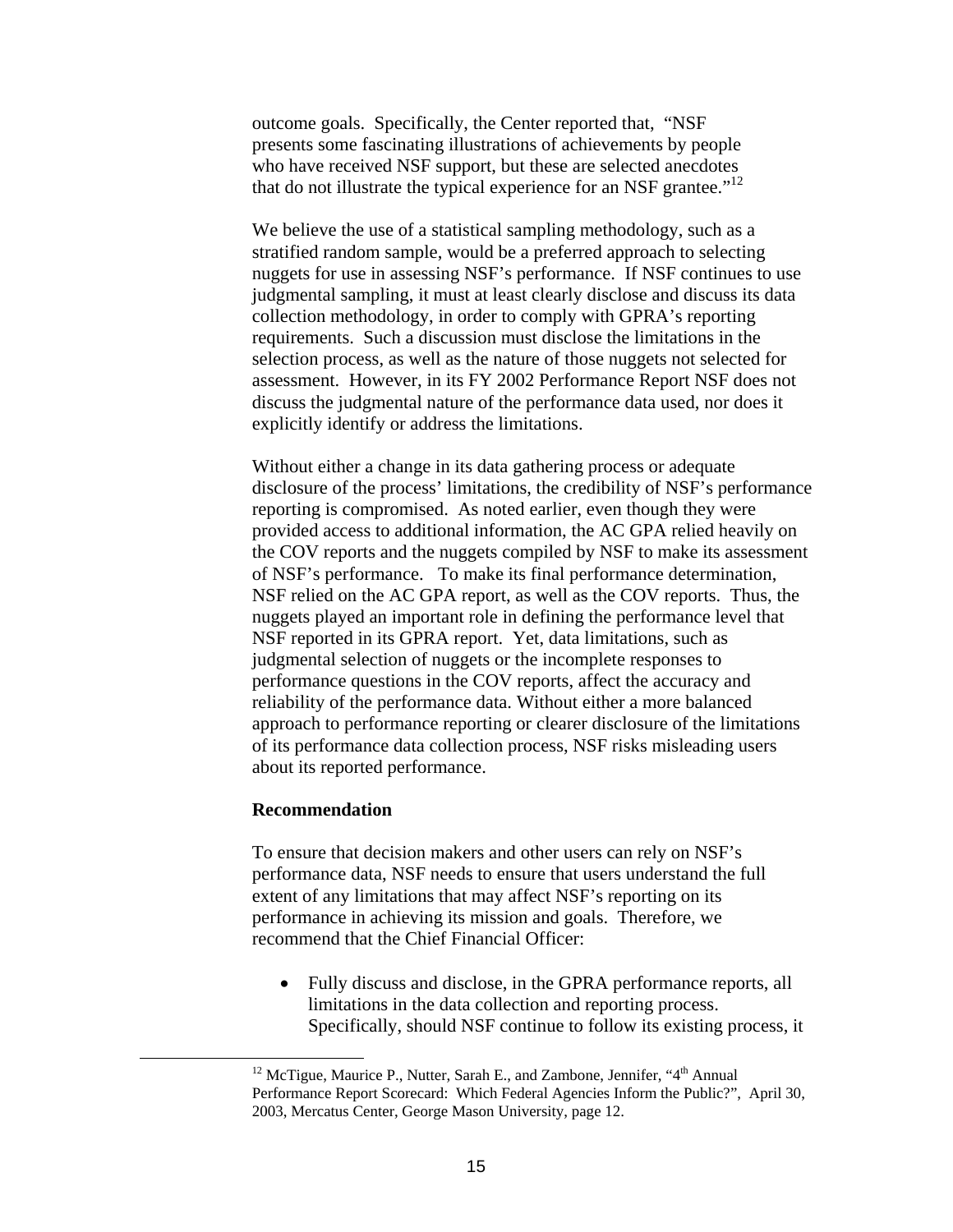outcome goals. Specifically, the Center reported that, "NSF presents some fascinating illustrations of achievements by people who have received NSF support, but these are selected anecdotes that do not illustrate the typical experience for an NSF grantee."[12]

We believe the use of a statistical sampling methodology, such as a stratified random sample, would be a preferred approach to selecting nuggets for use in assessing NSF's performance. If NSF continues to use judgmental sampling, it must at least clearly disclose and discuss its data collection methodology, in order to comply with GPRA's reporting requirements. Such a discussion must disclose the limitations in the selection process, as well as the nature of those nuggets not selected for assessment. However, in its FY 2002 Performance Report NSF does not discuss the judgmental nature of the performance data used, nor does it explicitly identify or address the limitations.

Without either a change in its data gathering process or adequate disclosure of the process' limitations, the credibility of NSF's performance reporting is compromised. As noted earlier, even though they were provided access to additional information, the AC GPA relied heavily on the COV reports and the nuggets compiled by NSF to make its assessment of NSF's performance. To make its final performance determination, NSF relied on the AC GPA report, as well as the COV reports. Thus, the nuggets played an important role in defining the performance level that NSF reported in its GPRA report. Yet, data limitations, such as judgmental selection of nuggets or the incomplete responses to performance questions in the COV reports, affect the accuracy and reliability of the performance data. Without either a more balanced approach to performance reporting or clearer disclosure of the limitations of its performance data collection process, NSF risks misleading users about its reported performance.

**Recommendation**

To ensure that decision makers and other users can rely on NSF's performance data, NSF needs to ensure that users understand the full extent of any limitations that may affect NSF's reporting on its performance in achieving its mission and goals. Therefore, we recommend that the Chief Financial Officer:

- Fully discuss and disclose, in the GPRA performance reports, all limitations in the data collection and reporting process. Specifically, should NSF continue to follow its existing process, it

[12] McTigue, Maurice P., Nutter, Sarah E., and Zambone, Jennifer, "4th Annual Performance Report Scorecard: Which Federal Agencies Inform the Public?", April 30, 2003, Mercatus Center, George Mason University, page 12.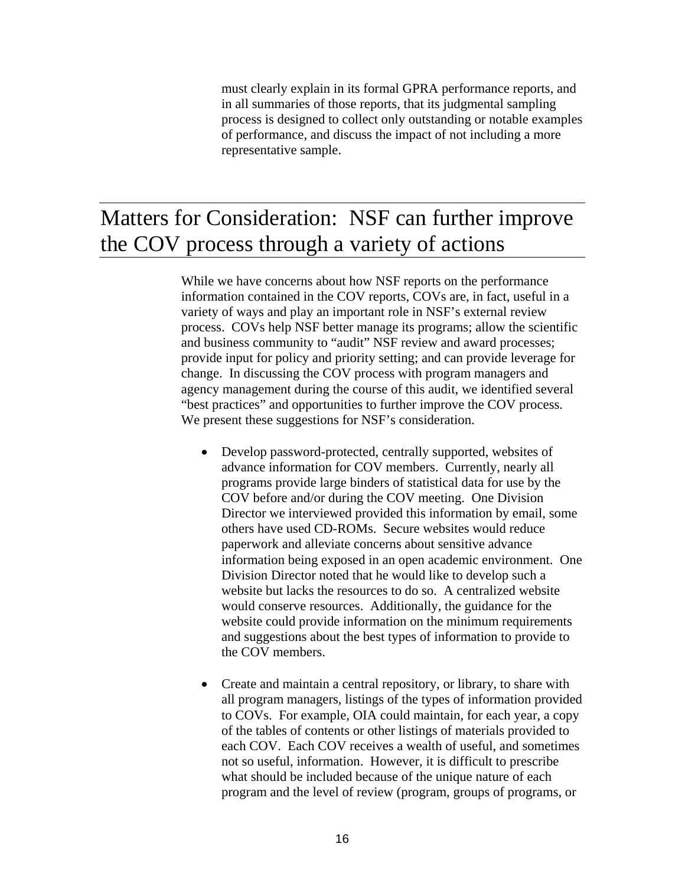must clearly explain in its formal GPRA performance reports, and in all summaries of those reports, that its judgmental sampling process is designed to collect only outstanding or notable examples of performance, and discuss the impact of not including a more representative sample.

## Matters for Consideration: NSF can further improve the COV process through a variety of actions

While we have concerns about how NSF reports on the performance information contained in the COV reports, COVs are, in fact, useful in a variety of ways and play an important role in NSF's external review process. COVs help NSF better manage its programs; allow the scientific and business community to "audit" NSF review and award processes; provide input for policy and priority setting; and can provide leverage for change. In discussing the COV process with program managers and agency management during the course of this audit, we identified several "best practices" and opportunities to further improve the COV process. We present these suggestions for NSF's consideration.

- Develop password-protected, centrally supported, websites of advance information for COV members. Currently, nearly all programs provide large binders of statistical data for use by the COV before and/or during the COV meeting. One Division Director we interviewed provided this information by email, some others have used CD-ROMs. Secure websites would reduce paperwork and alleviate concerns about sensitive advance information being exposed in an open academic environment. One Division Director noted that he would like to develop such a website but lacks the resources to do so. A centralized website would conserve resources. Additionally, the guidance for the website could provide information on the minimum requirements and suggestions about the best types of information to provide to the COV members.

- Create and maintain a central repository, or library, to share with all program managers, listings of the types of information provided to COVs. For example, OIA could maintain, for each year, a copy of the tables of contents or other listings of materials provided to each COV. Each COV receives a wealth of useful, and sometimes not so useful, information. However, it is difficult to prescribe what should be included because of the unique nature of each program and the level of review (program, groups of programs, or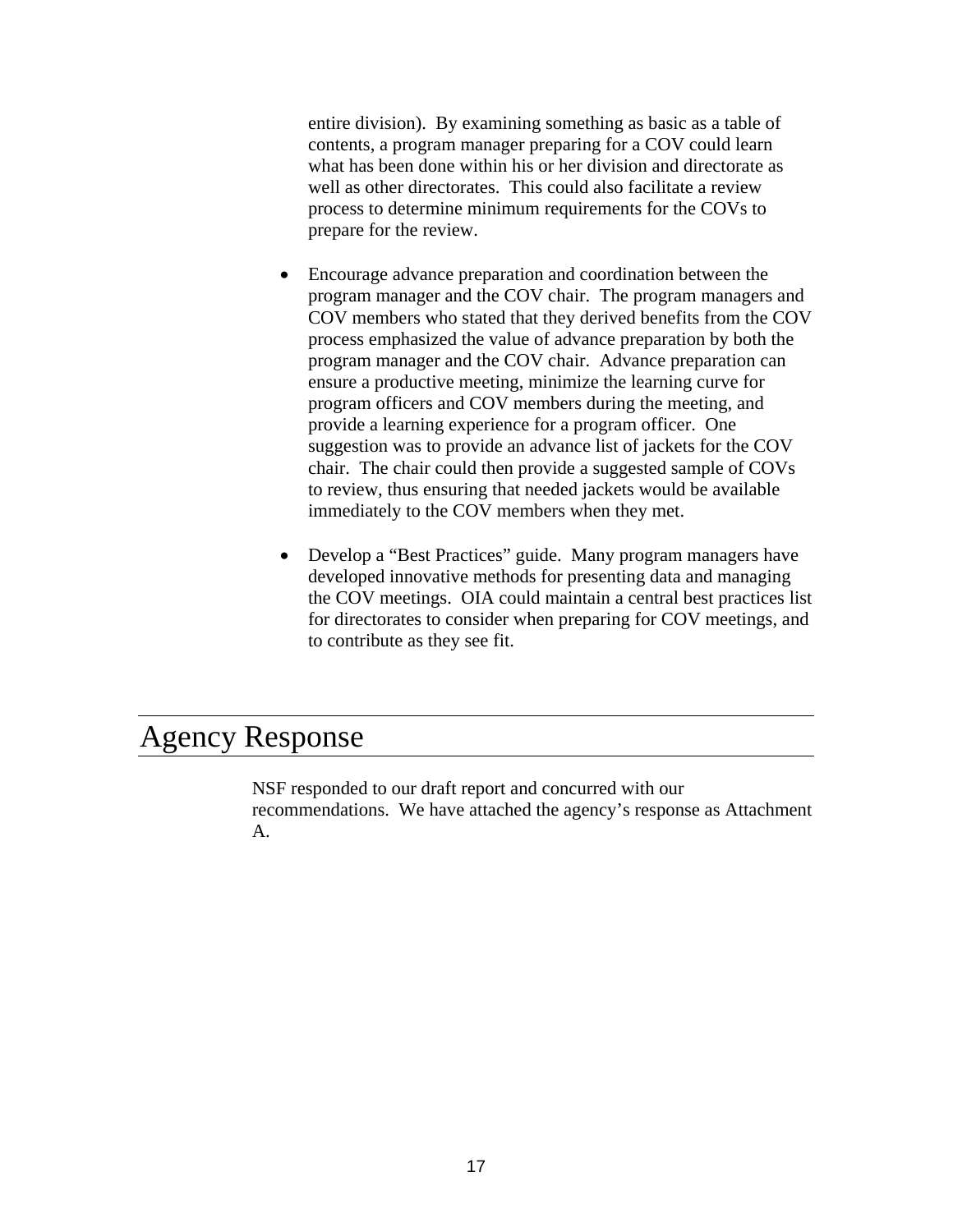entire division). By examining something as basic as a table of contents, a program manager preparing for a COV could learn what has been done within his or her division and directorate as well as other directorates. This could also facilitate a review process to determine minimum requirements for the COVs to prepare for the review.

- Encourage advance preparation and coordination between the program manager and the COV chair. The program managers and COV members who stated that they derived benefits from the COV process emphasized the value of advance preparation by both the program manager and the COV chair. Advance preparation can ensure a productive meeting, minimize the learning curve for program officers and COV members during the meeting, and provide a learning experience for a program officer. One suggestion was to provide an advance list of jackets for the COV chair. The chair could then provide a suggested sample of COVs to review, thus ensuring that needed jackets would be available immediately to the COV members when they met.

- Develop a "Best Practices" guide. Many program managers have developed innovative methods for presenting data and managing the COV meetings. OIA could maintain a central best practices list for directorates to consider when preparing for COV meetings, and to contribute as they see fit.

# Agency Response

NSF responded to our draft report and concurred with our recommendations. We have attached the agency's response as Attachment A.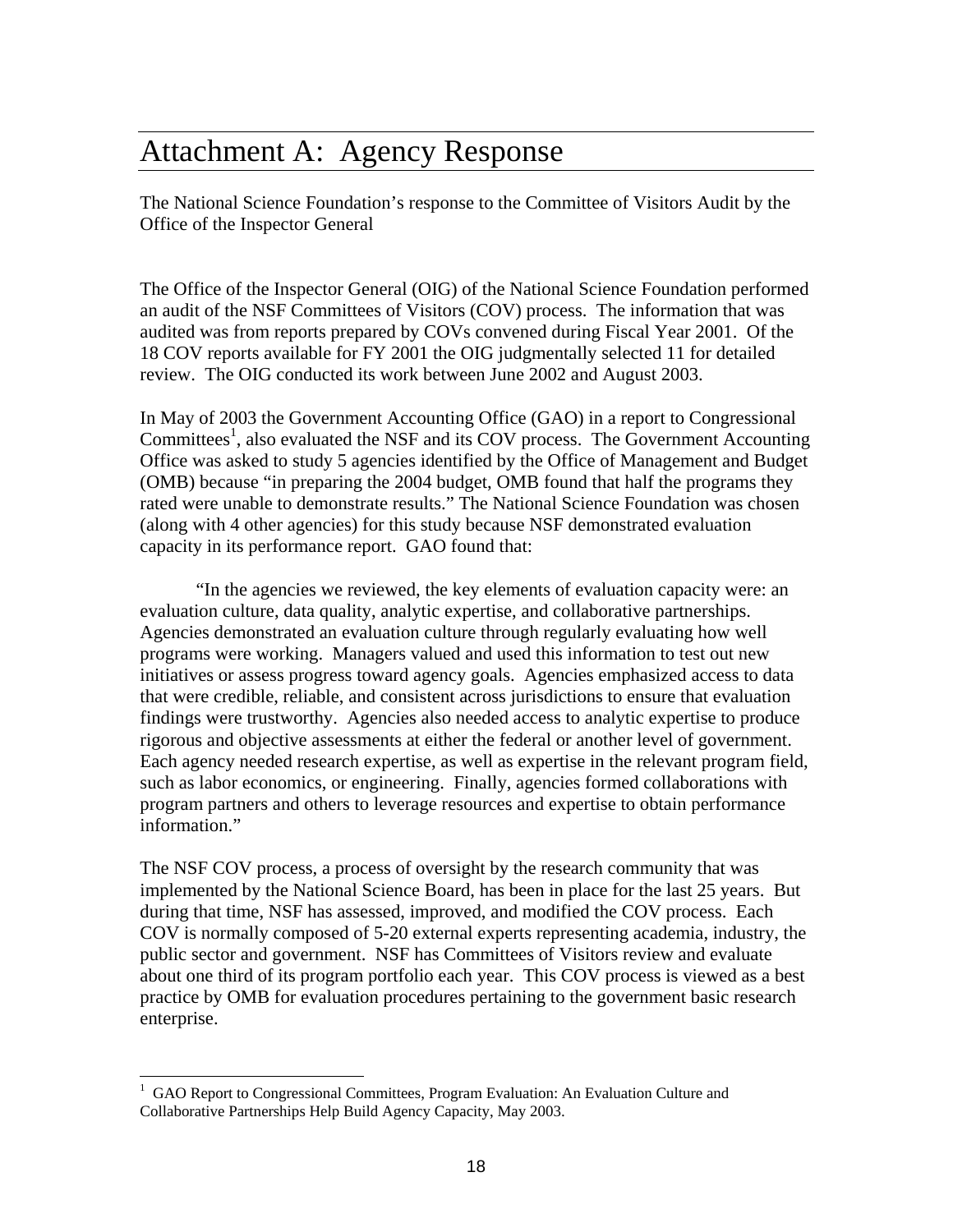# Attachment A: Agency Response

The National Science Foundation's response to the Committee of Visitors Audit by the Office of the Inspector General

The Office of the Inspector General (OIG) of the National Science Foundation performed an audit of the NSF Committees of Visitors (COV) process. The information that was audited was from reports prepared by COVs convened during Fiscal Year 2001. Of the 18 COV reports available for FY 2001 the OIG judgmentally selected 11 for detailed review. The OIG conducted its work between June 2002 and August 2003.

In May of 2003 the Government Accounting Office (GAO) in a report to Congressional Committees[1], also evaluated the NSF and its COV process. The Government Accounting Office was asked to study 5 agencies identified by the Office of Management and Budget (OMB) because "in preparing the 2004 budget, OMB found that half the programs they rated were unable to demonstrate results." The National Science Foundation was chosen (along with 4 other agencies) for this study because NSF demonstrated evaluation capacity in its performance report. GAO found that:

"In the agencies we reviewed, the key elements of evaluation capacity were: an evaluation culture, data quality, analytic expertise, and collaborative partnerships. Agencies demonstrated an evaluation culture through regularly evaluating how well programs were working. Managers valued and used this information to test out new initiatives or assess progress toward agency goals. Agencies emphasized access to data that were credible, reliable, and consistent across jurisdictions to ensure that evaluation findings were trustworthy. Agencies also needed access to analytic expertise to produce rigorous and objective assessments at either the federal or another level of government. Each agency needed research expertise, as well as expertise in the relevant program field, such as labor economics, or engineering. Finally, agencies formed collaborations with program partners and others to leverage resources and expertise to obtain performance information."

The NSF COV process, a process of oversight by the research community that was implemented by the National Science Board, has been in place for the last 25 years. But during that time, NSF has assessed, improved, and modified the COV process. Each COV is normally composed of 5-20 external experts representing academia, industry, the public sector and government. NSF has Committees of Visitors review and evaluate about one third of its program portfolio each year. This COV process is viewed as a best practice by OMB for evaluation procedures pertaining to the government basic research enterprise.

[1] GAO Report to Congressional Committees, Program Evaluation: An Evaluation Culture and Collaborative Partnerships Help Build Agency Capacity, May 2003.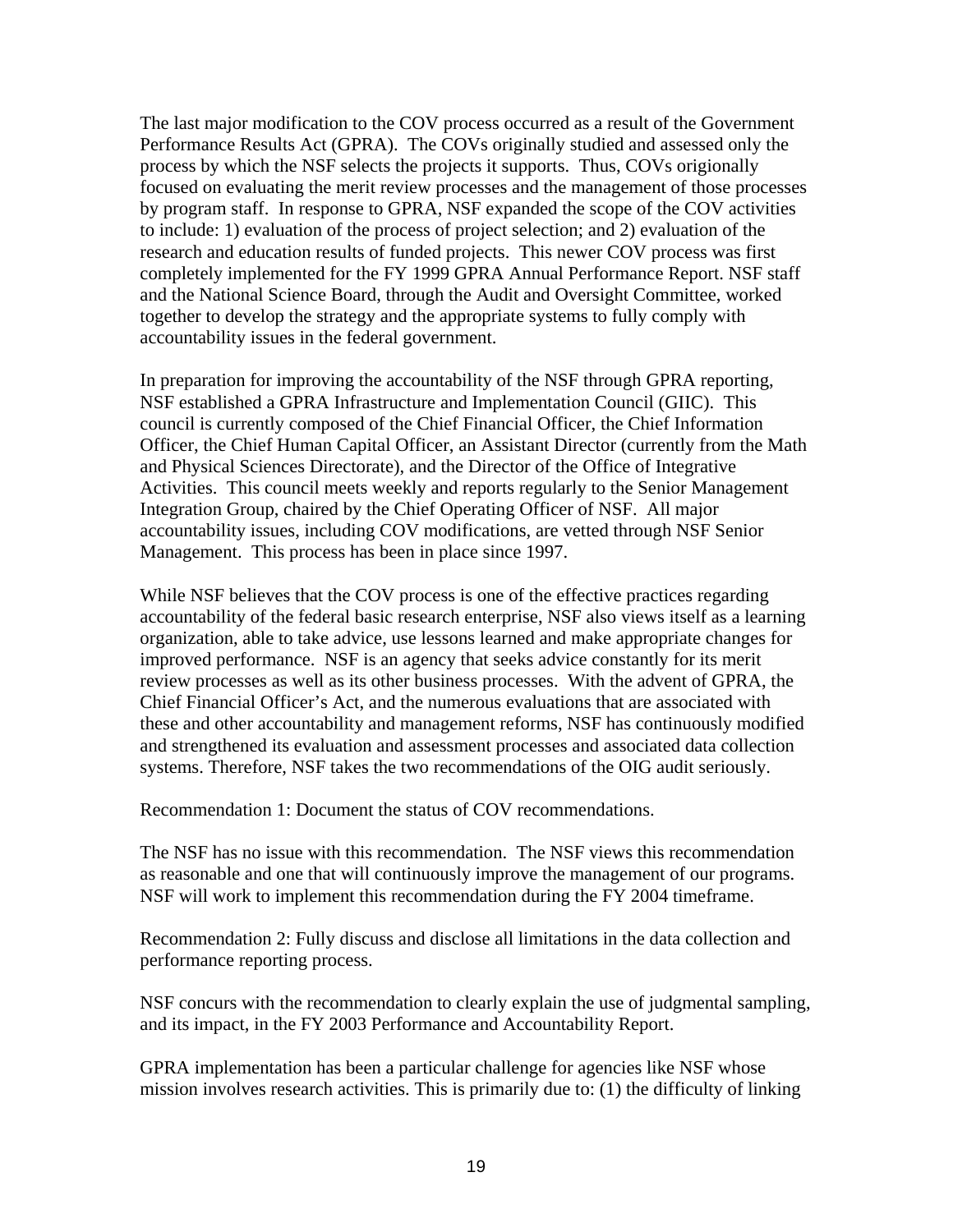The last major modification to the COV process occurred as a result of the Government Performance Results Act (GPRA). The COVs originally studied and assessed only the process by which the NSF selects the projects it supports. Thus, COVs origionally focused on evaluating the merit review processes and the management of those processes by program staff. In response to GPRA, NSF expanded the scope of the COV activities to include: 1) evaluation of the process of project selection; and 2) evaluation of the research and education results of funded projects. This newer COV process was first completely implemented for the FY 1999 GPRA Annual Performance Report. NSF staff and the National Science Board, through the Audit and Oversight Committee, worked together to develop the strategy and the appropriate systems to fully comply with accountability issues in the federal government.

In preparation for improving the accountability of the NSF through GPRA reporting, NSF established a GPRA Infrastructure and Implementation Council (GIIC). This council is currently composed of the Chief Financial Officer, the Chief Information Officer, the Chief Human Capital Officer, an Assistant Director (currently from the Math and Physical Sciences Directorate), and the Director of the Office of Integrative Activities. This council meets weekly and reports regularly to the Senior Management Integration Group, chaired by the Chief Operating Officer of NSF. All major accountability issues, including COV modifications, are vetted through NSF Senior Management. This process has been in place since 1997.

While NSF believes that the COV process is one of the effective practices regarding accountability of the federal basic research enterprise, NSF also views itself as a learning organization, able to take advice, use lessons learned and make appropriate changes for improved performance. NSF is an agency that seeks advice constantly for its merit review processes as well as its other business processes. With the advent of GPRA, the Chief Financial Officer's Act, and the numerous evaluations that are associated with these and other accountability and management reforms, NSF has continuously modified and strengthened its evaluation and assessment processes and associated data collection systems. Therefore, NSF takes the two recommendations of the OIG audit seriously.

Recommendation 1: Document the status of COV recommendations.

The NSF has no issue with this recommendation. The NSF views this recommendation as reasonable and one that will continuously improve the management of our programs. NSF will work to implement this recommendation during the FY 2004 timeframe.

Recommendation 2: Fully discuss and disclose all limitations in the data collection and performance reporting process.

NSF concurs with the recommendation to clearly explain the use of judgmental sampling, and its impact, in the FY 2003 Performance and Accountability Report.

GPRA implementation has been a particular challenge for agencies like NSF whose mission involves research activities. This is primarily due to: (1) the difficulty of linking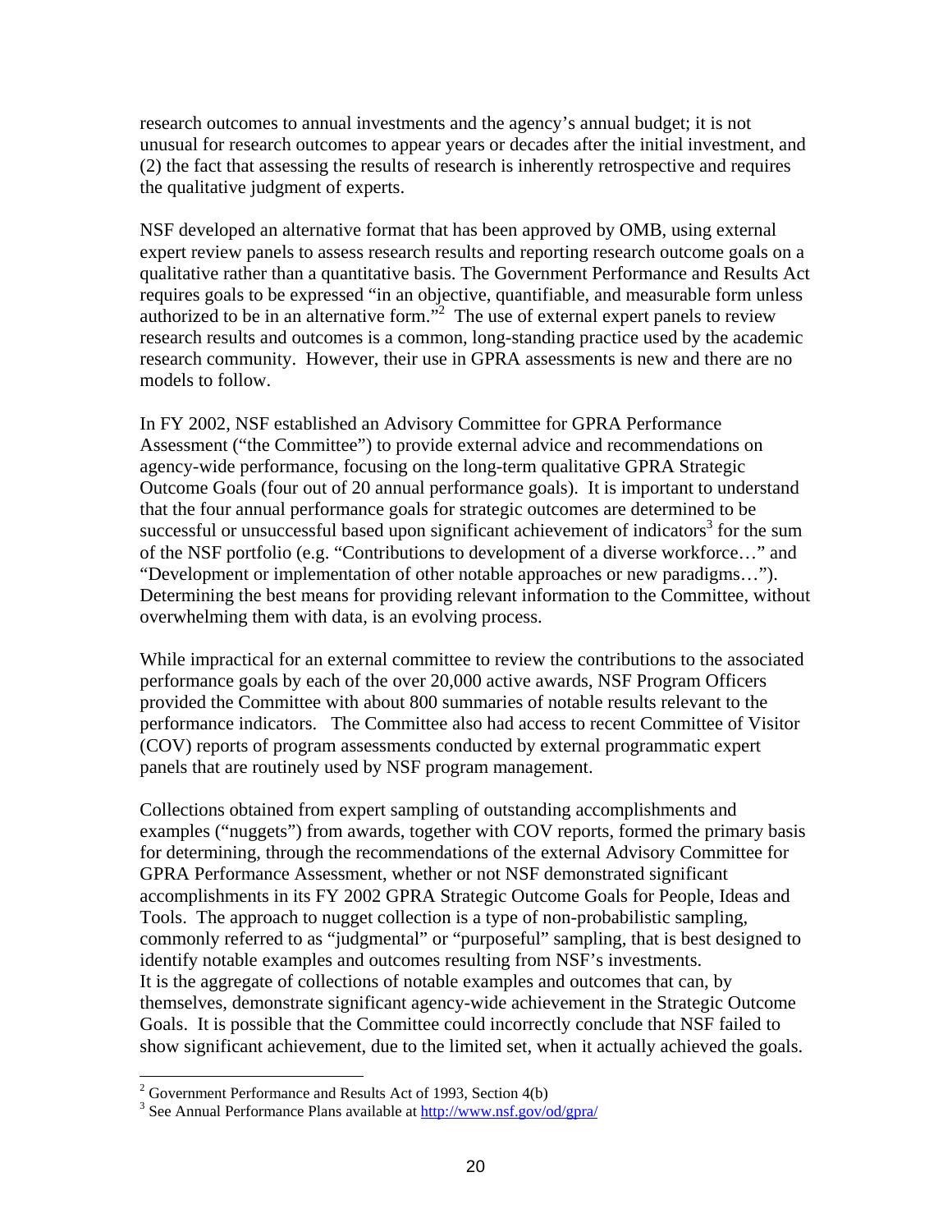research outcomes to annual investments and the agency's annual budget; it is not unusual for research outcomes to appear years or decades after the initial investment, and (2) the fact that assessing the results of research is inherently retrospective and requires the qualitative judgment of experts.

NSF developed an alternative format that has been approved by OMB, using external expert review panels to assess research results and reporting research outcome goals on a qualitative rather than a quantitative basis. The Government Performance and Results Act requires goals to be expressed "in an objective, quantifiable, and measurable form unless authorized to be in an alternative form."[2] The use of external expert panels to review research results and outcomes is a common, long-standing practice used by the academic research community. However, their use in GPRA assessments is new and there are no models to follow.

In FY 2002, NSF established an Advisory Committee for GPRA Performance Assessment ("the Committee") to provide external advice and recommendations on agency-wide performance, focusing on the long-term qualitative GPRA Strategic Outcome Goals (four out of 20 annual performance goals). It is important to understand that the four annual performance goals for strategic outcomes are determined to be successful or unsuccessful based upon significant achievement of indicators[3] for the sum of the NSF portfolio (e.g. "Contributions to development of a diverse workforce…" and "Development or implementation of other notable approaches or new paradigms…"). Determining the best means for providing relevant information to the Committee, without overwhelming them with data, is an evolving process.

While impractical for an external committee to review the contributions to the associated performance goals by each of the over 20,000 active awards, NSF Program Officers provided the Committee with about 800 summaries of notable results relevant to the performance indicators. The Committee also had access to recent Committee of Visitor (COV) reports of program assessments conducted by external programmatic expert panels that are routinely used by NSF program management.

Collections obtained from expert sampling of outstanding accomplishments and examples ("nuggets") from awards, together with COV reports, formed the primary basis for determining, through the recommendations of the external Advisory Committee for GPRA Performance Assessment, whether or not NSF demonstrated significant accomplishments in its FY 2002 GPRA Strategic Outcome Goals for People, Ideas and Tools. The approach to nugget collection is a type of non-probabilistic sampling, commonly referred to as "judgmental" or "purposeful" sampling, that is best designed to identify notable examples and outcomes resulting from NSF's investments. It is the aggregate of collections of notable examples and outcomes that can, by themselves, demonstrate significant agency-wide achievement in the Strategic Outcome Goals. It is possible that the Committee could incorrectly conclude that NSF failed to show significant achievement, due to the limited set, when it actually achieved the goals.

---

[2] Government Performance and Results Act of 1993, Section 4(b)

[3] See Annual Performance Plans available at http://www.nsf.gov/od/gpra/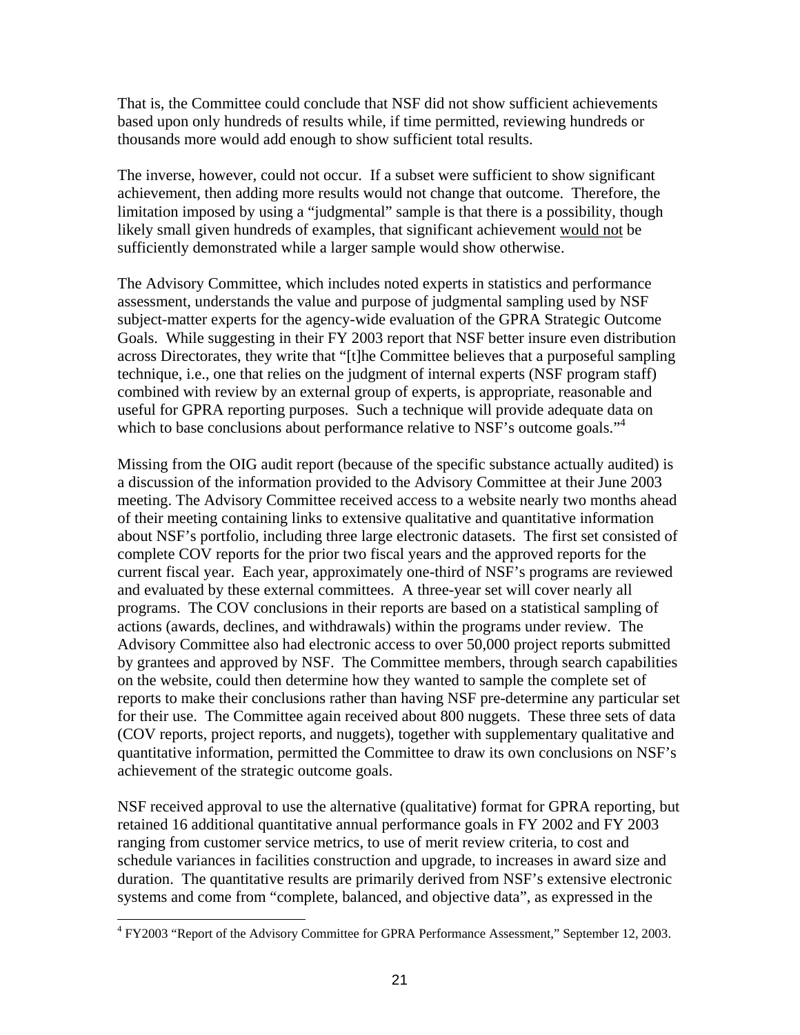That is, the Committee could conclude that NSF did not show sufficient achievements based upon only hundreds of results while, if time permitted, reviewing hundreds or thousands more would add enough to show sufficient total results.

The inverse, however, could not occur. If a subset were sufficient to show significant achievement, then adding more results would not change that outcome. Therefore, the limitation imposed by using a "judgmental" sample is that there is a possibility, though likely small given hundreds of examples, that significant achievement would not be sufficiently demonstrated while a larger sample would show otherwise.

The Advisory Committee, which includes noted experts in statistics and performance assessment, understands the value and purpose of judgmental sampling used by NSF subject-matter experts for the agency-wide evaluation of the GPRA Strategic Outcome Goals. While suggesting in their FY 2003 report that NSF better insure even distribution across Directorates, they write that "[t]he Committee believes that a purposeful sampling technique, i.e., one that relies on the judgment of internal experts (NSF program staff) combined with review by an external group of experts, is appropriate, reasonable and useful for GPRA reporting purposes. Such a technique will provide adequate data on which to base conclusions about performance relative to NSF's outcome goals."[4]

Missing from the OIG audit report (because of the specific substance actually audited) is a discussion of the information provided to the Advisory Committee at their June 2003 meeting. The Advisory Committee received access to a website nearly two months ahead of their meeting containing links to extensive qualitative and quantitative information about NSF's portfolio, including three large electronic datasets. The first set consisted of complete COV reports for the prior two fiscal years and the approved reports for the current fiscal year. Each year, approximately one-third of NSF's programs are reviewed and evaluated by these external committees. A three-year set will cover nearly all programs. The COV conclusions in their reports are based on a statistical sampling of actions (awards, declines, and withdrawals) within the programs under review. The Advisory Committee also had electronic access to over 50,000 project reports submitted by grantees and approved by NSF. The Committee members, through search capabilities on the website, could then determine how they wanted to sample the complete set of reports to make their conclusions rather than having NSF pre-determine any particular set for their use. The Committee again received about 800 nuggets. These three sets of data (COV reports, project reports, and nuggets), together with supplementary qualitative and quantitative information, permitted the Committee to draw its own conclusions on NSF's achievement of the strategic outcome goals.

NSF received approval to use the alternative (qualitative) format for GPRA reporting, but retained 16 additional quantitative annual performance goals in FY 2002 and FY 2003 ranging from customer service metrics, to use of merit review criteria, to cost and schedule variances in facilities construction and upgrade, to increases in award size and duration. The quantitative results are primarily derived from NSF's extensive electronic systems and come from "complete, balanced, and objective data", as expressed in the

---

[4] FY2003 "Report of the Advisory Committee for GPRA Performance Assessment," September 12, 2003.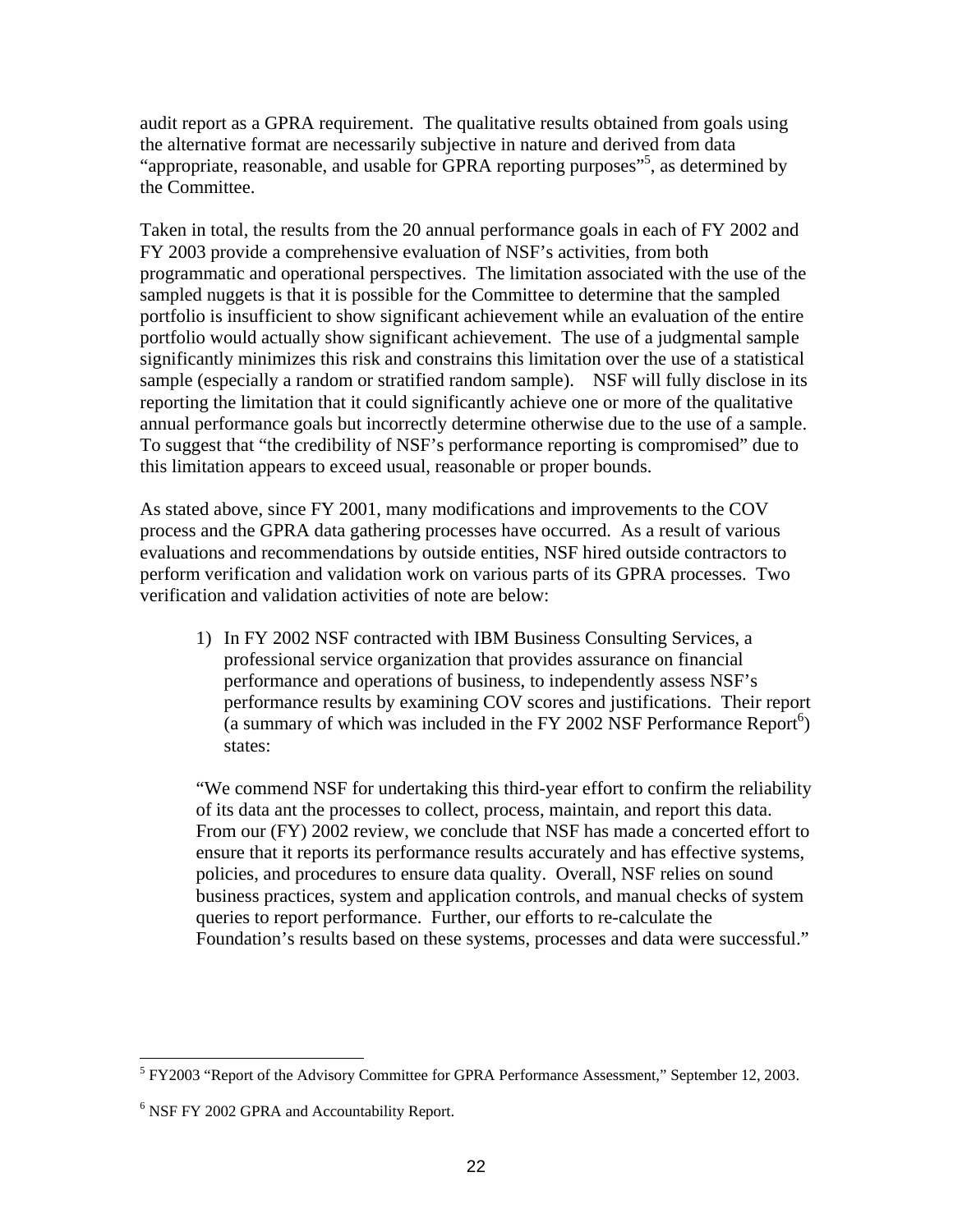audit report as a GPRA requirement. The qualitative results obtained from goals using the alternative format are necessarily subjective in nature and derived from data "appropriate, reasonable, and usable for GPRA reporting purposes"[5], as determined by the Committee.

Taken in total, the results from the 20 annual performance goals in each of FY 2002 and FY 2003 provide a comprehensive evaluation of NSF's activities, from both programmatic and operational perspectives. The limitation associated with the use of the sampled nuggets is that it is possible for the Committee to determine that the sampled portfolio is insufficient to show significant achievement while an evaluation of the entire portfolio would actually show significant achievement. The use of a judgmental sample significantly minimizes this risk and constrains this limitation over the use of a statistical sample (especially a random or stratified random sample). NSF will fully disclose in its reporting the limitation that it could significantly achieve one or more of the qualitative annual performance goals but incorrectly determine otherwise due to the use of a sample. To suggest that "the credibility of NSF's performance reporting is compromised" due to this limitation appears to exceed usual, reasonable or proper bounds.

As stated above, since FY 2001, many modifications and improvements to the COV process and the GPRA data gathering processes have occurred. As a result of various evaluations and recommendations by outside entities, NSF hired outside contractors to perform verification and validation work on various parts of its GPRA processes. Two verification and validation activities of note are below:

1) In FY 2002 NSF contracted with IBM Business Consulting Services, a professional service organization that provides assurance on financial performance and operations of business, to independently assess NSF's performance results by examining COV scores and justifications. Their report (a summary of which was included in the FY 2002 NSF Performance Report[6]) states:

"We commend NSF for undertaking this third-year effort to confirm the reliability of its data ant the processes to collect, process, maintain, and report this data. From our (FY) 2002 review, we conclude that NSF has made a concerted effort to ensure that it reports its performance results accurately and has effective systems, policies, and procedures to ensure data quality. Overall, NSF relies on sound business practices, system and application controls, and manual checks of system queries to report performance. Further, our efforts to re-calculate the Foundation's results based on these systems, processes and data were successful."

---

[5] FY2003 "Report of the Advisory Committee for GPRA Performance Assessment," September 12, 2003.

[6] NSF FY 2002 GPRA and Accountability Report.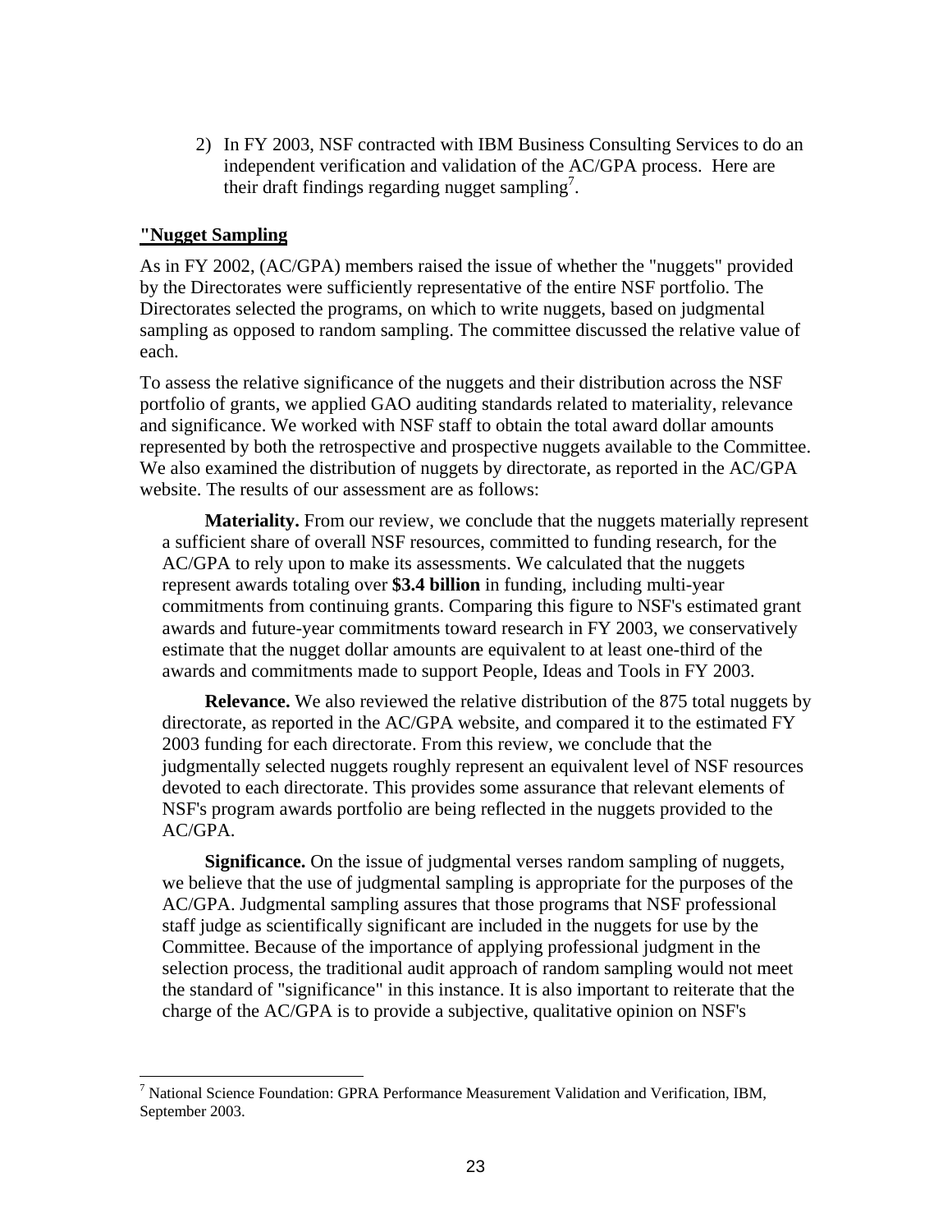2) In FY 2003, NSF contracted with IBM Business Consulting Services to do an independent verification and validation of the AC/GPA process. Here are their draft findings regarding nugget sampling[7].

**"Nugget Sampling**

As in FY 2002, (AC/GPA) members raised the issue of whether the "nuggets" provided by the Directorates were sufficiently representative of the entire NSF portfolio. The Directorates selected the programs, on which to write nuggets, based on judgmental sampling as opposed to random sampling. The committee discussed the relative value of each.

To assess the relative significance of the nuggets and their distribution across the NSF portfolio of grants, we applied GAO auditing standards related to materiality, relevance and significance. We worked with NSF staff to obtain the total award dollar amounts represented by both the retrospective and prospective nuggets available to the Committee. We also examined the distribution of nuggets by directorate, as reported in the AC/GPA website. The results of our assessment are as follows:

**Materiality.** From our review, we conclude that the nuggets materially represent a sufficient share of overall NSF resources, committed to funding research, for the AC/GPA to rely upon to make its assessments. We calculated that the nuggets represent awards totaling over **$3.4 billion** in funding, including multi-year commitments from continuing grants. Comparing this figure to NSF's estimated grant awards and future-year commitments toward research in FY 2003, we conservatively estimate that the nugget dollar amounts are equivalent to at least one-third of the awards and commitments made to support People, Ideas and Tools in FY 2003.

**Relevance.** We also reviewed the relative distribution of the 875 total nuggets by directorate, as reported in the AC/GPA website, and compared it to the estimated FY 2003 funding for each directorate. From this review, we conclude that the judgmentally selected nuggets roughly represent an equivalent level of NSF resources devoted to each directorate. This provides some assurance that relevant elements of NSF's program awards portfolio are being reflected in the nuggets provided to the AC/GPA.

**Significance.** On the issue of judgmental verses random sampling of nuggets, we believe that the use of judgmental sampling is appropriate for the purposes of the AC/GPA. Judgmental sampling assures that those programs that NSF professional staff judge as scientifically significant are included in the nuggets for use by the Committee. Because of the importance of applying professional judgment in the selection process, the traditional audit approach of random sampling would not meet the standard of "significance" in this instance. It is also important to reiterate that the charge of the AC/GPA is to provide a subjective, qualitative opinion on NSF's

[7] National Science Foundation: GPRA Performance Measurement Validation and Verification, IBM, September 2003.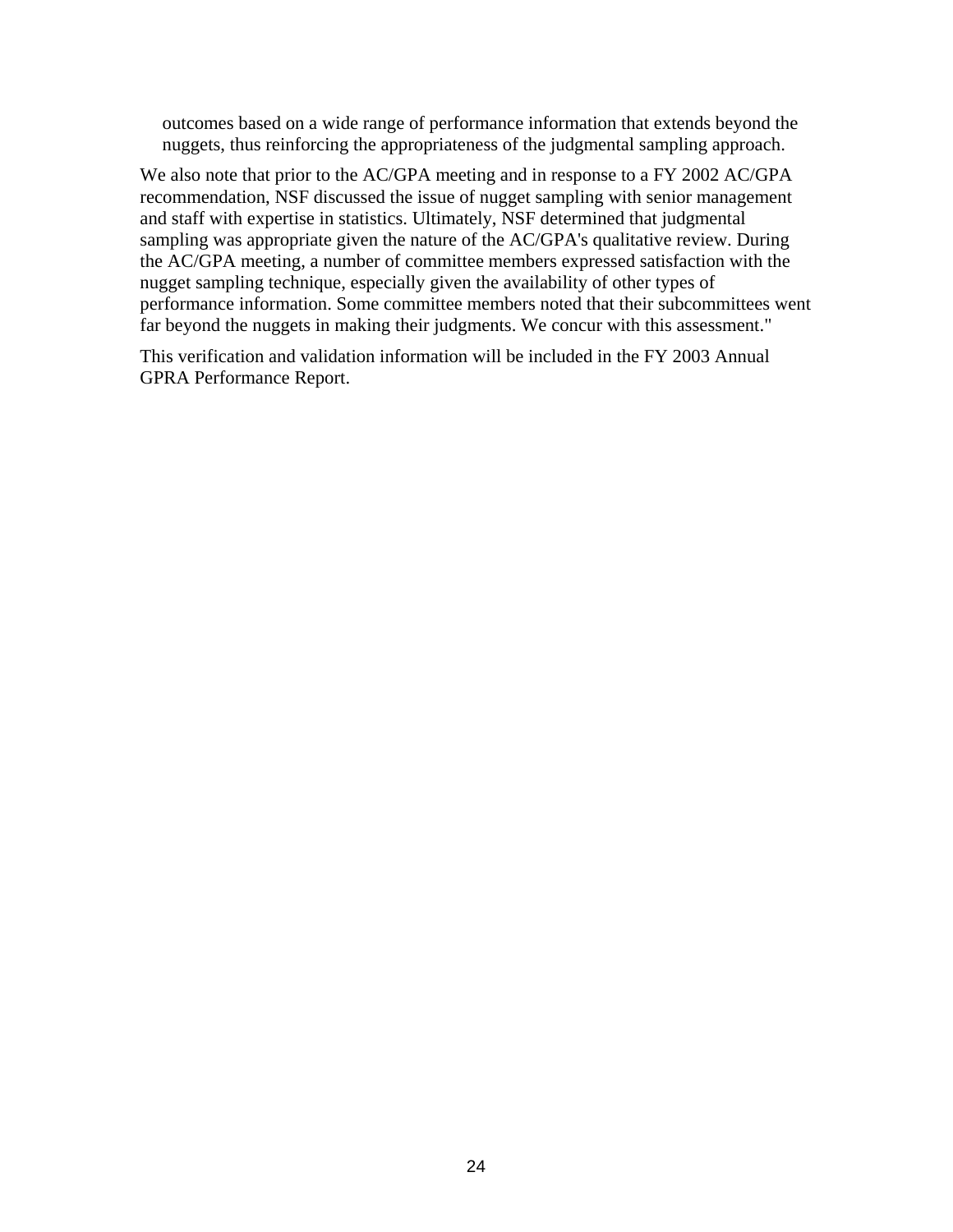outcomes based on a wide range of performance information that extends beyond the nuggets, thus reinforcing the appropriateness of the judgmental sampling approach.

We also note that prior to the AC/GPA meeting and in response to a FY 2002 AC/GPA recommendation, NSF discussed the issue of nugget sampling with senior management and staff with expertise in statistics. Ultimately, NSF determined that judgmental sampling was appropriate given the nature of the AC/GPA's qualitative review. During the AC/GPA meeting, a number of committee members expressed satisfaction with the nugget sampling technique, especially given the availability of other types of performance information. Some committee members noted that their subcommittees went far beyond the nuggets in making their judgments. We concur with this assessment."

This verification and validation information will be included in the FY 2003 Annual GPRA Performance Report.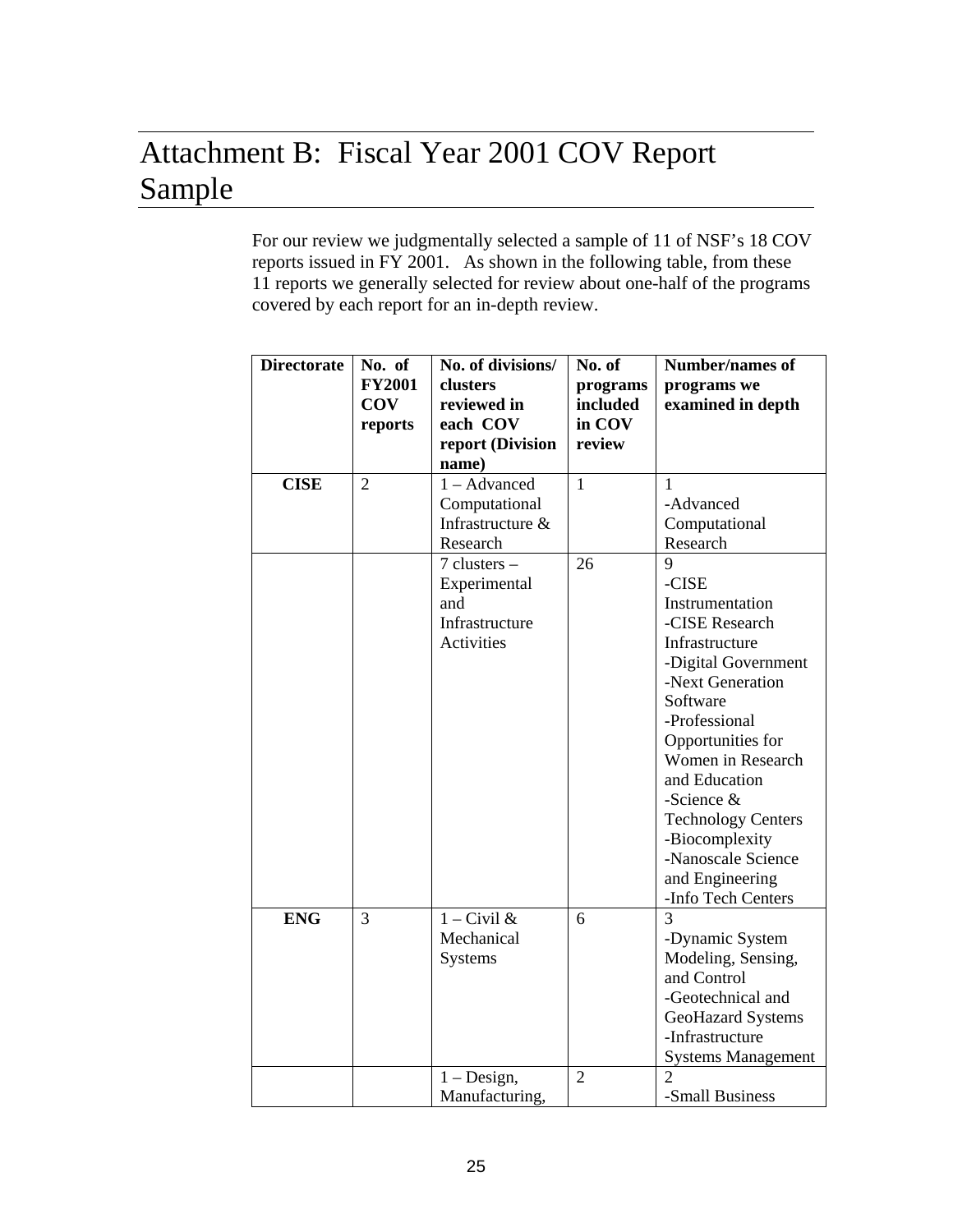# Attachment B:  Fiscal Year 2001 COV Report Sample

For our review we judgmentally selected a sample of 11 of NSF's 18 COV reports issued in FY 2001.   As shown in the following table, from these 11 reports we generally selected for review about one-half of the programs covered by each report for an in-depth review.

| Directorate | No. of FY2001 COV reports | No. of divisions/ clusters reviewed in each COV report (Division name) | No. of programs included in COV review | Number/names of programs we examined in depth |
|---|---|---|---|---|
| **CISE** | 2 | 1 – Advanced Computational Infrastructure & Research | 1 | 1<br>-Advanced Computational Research |
| | | 7 clusters – Experimental and Infrastructure Activities | 26 | 9<br>-CISE Instrumentation<br>-CISE Research Infrastructure<br>-Digital Government<br>-Next Generation Software<br>-Professional Opportunities for Women in Research and Education<br>-Science & Technology Centers<br>-Biocomplexity<br>-Nanoscale Science and Engineering<br>-Info Tech Centers |
| **ENG** | 3 | 1 – Civil & Mechanical Systems | 6 | 3<br>-Dynamic System Modeling, Sensing, and Control<br>-Geotechnical and GeoHazard Systems<br>-Infrastructure Systems Management |
| | | 1 – Design, Manufacturing, | 2 | 2<br>-Small Business |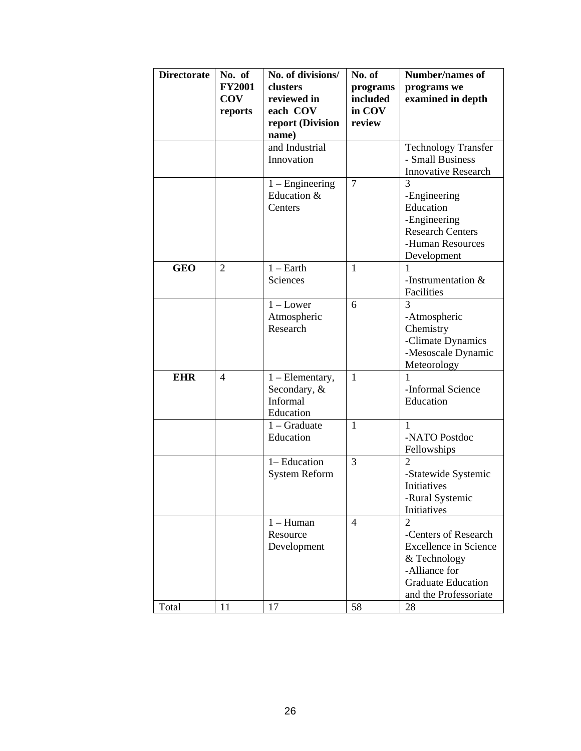| Directorate | No. of FY2001 COV reports | No. of divisions/ clusters reviewed in each COV report (Division name) | No. of programs included in COV review | Number/names of programs we examined in depth |
|---|---|---|---|---|
| | | and Industrial Innovation | | Technology Transfer - Small Business Innovative Research |
| | | 1 – Engineering Education & Centers | 7 | 3<br>-Engineering Education<br>-Engineering Research Centers<br>-Human Resources Development |
| **GEO** | 2 | 1 – Earth Sciences | 1 | 1<br>-Instrumentation & Facilities |
| | | 1 – Lower Atmospheric Research | 6 | 3<br>-Atmospheric Chemistry<br>-Climate Dynamics<br>-Mesoscale Dynamic Meteorology |
| **EHR** | 4 | 1 – Elementary, Secondary, & Informal Education | 1 | 1<br>-Informal Science Education |
| | | 1 – Graduate Education | 1 | 1<br>-NATO Postdoc Fellowships |
| | | 1– Education System Reform | 3 | 2<br>-Statewide Systemic Initiatives<br>-Rural Systemic Initiatives |
| | | 1 – Human Resource Development | 4 | 2<br>-Centers of Research Excellence in Science & Technology<br>-Alliance for Graduate Education and the Professoriate |
| Total | 11 | 17 | 58 | 28 |